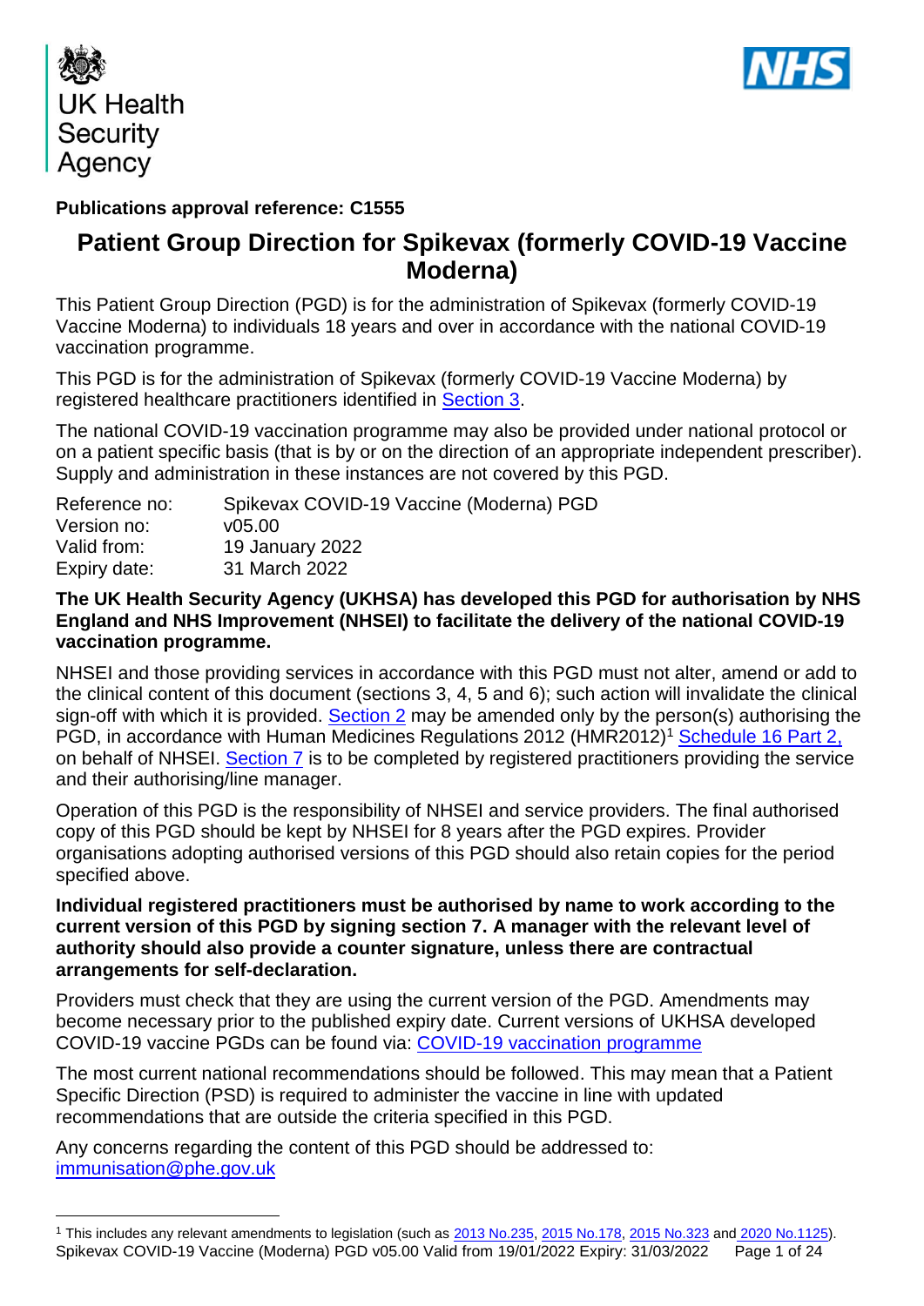UK Health Security Agency

NHS

**Publications approval reference: C1555**

# Patient Group Direction for Spikevax (formerly COVID-19 Vaccine Moderna)

This Patient Group Direction (PGD) is for the administration of Spikevax (formerly COVID-19 Vaccine Moderna) to individuals 18 years and over in accordance with the national COVID-19 vaccination programme.

This PGD is for the administration of Spikevax (formerly COVID-19 Vaccine Moderna) by registered healthcare practitioners identified in Section 3.

The national COVID-19 vaccination programme may also be provided under national protocol or on a patient specific basis (that is by or on the direction of an appropriate independent prescriber). Supply and administration in these instances are not covered by this PGD.

| | |
|---|---|
| Reference no: | Spikevax COVID-19 Vaccine (Moderna) PGD |
| Version no: | v05.00 |
| Valid from: | 19 January 2022 |
| Expiry date: | 31 March 2022 |

**The UK Health Security Agency (UKHSA) has developed this PGD for authorisation by NHS England and NHS Improvement (NHSEI) to facilitate the delivery of the national COVID-19 vaccination programme.**

NHSEI and those providing services in accordance with this PGD must not alter, amend or add to the clinical content of this document (sections 3, 4, 5 and 6); such action will invalidate the clinical sign-off with which it is provided. Section 2 may be amended only by the person(s) authorising the PGD, in accordance with Human Medicines Regulations 2012 (HMR2012)[1] Schedule 16 Part 2, on behalf of NHSEI. Section 7 is to be completed by registered practitioners providing the service and their authorising/line manager.

Operation of this PGD is the responsibility of NHSEI and service providers. The final authorised copy of this PGD should be kept by NHSEI for 8 years after the PGD expires. Provider organisations adopting authorised versions of this PGD should also retain copies for the period specified above.

**Individual registered practitioners must be authorised by name to work according to the current version of this PGD by signing section 7. A manager with the relevant level of authority should also provide a counter signature, unless there are contractual arrangements for self-declaration.**

Providers must check that they are using the current version of the PGD. Amendments may become necessary prior to the published expiry date. Current versions of UKHSA developed COVID-19 vaccine PGDs can be found via: COVID-19 vaccination programme

The most current national recommendations should be followed. This may mean that a Patient Specific Direction (PSD) is required to administer the vaccine in line with updated recommendations that are outside the criteria specified in this PGD.

Any concerns regarding the content of this PGD should be addressed to: immunisation@phe.gov.uk

[1] This includes any relevant amendments to legislation (such as 2013 No.235, 2015 No.178, 2015 No.323 and 2020 No.1125).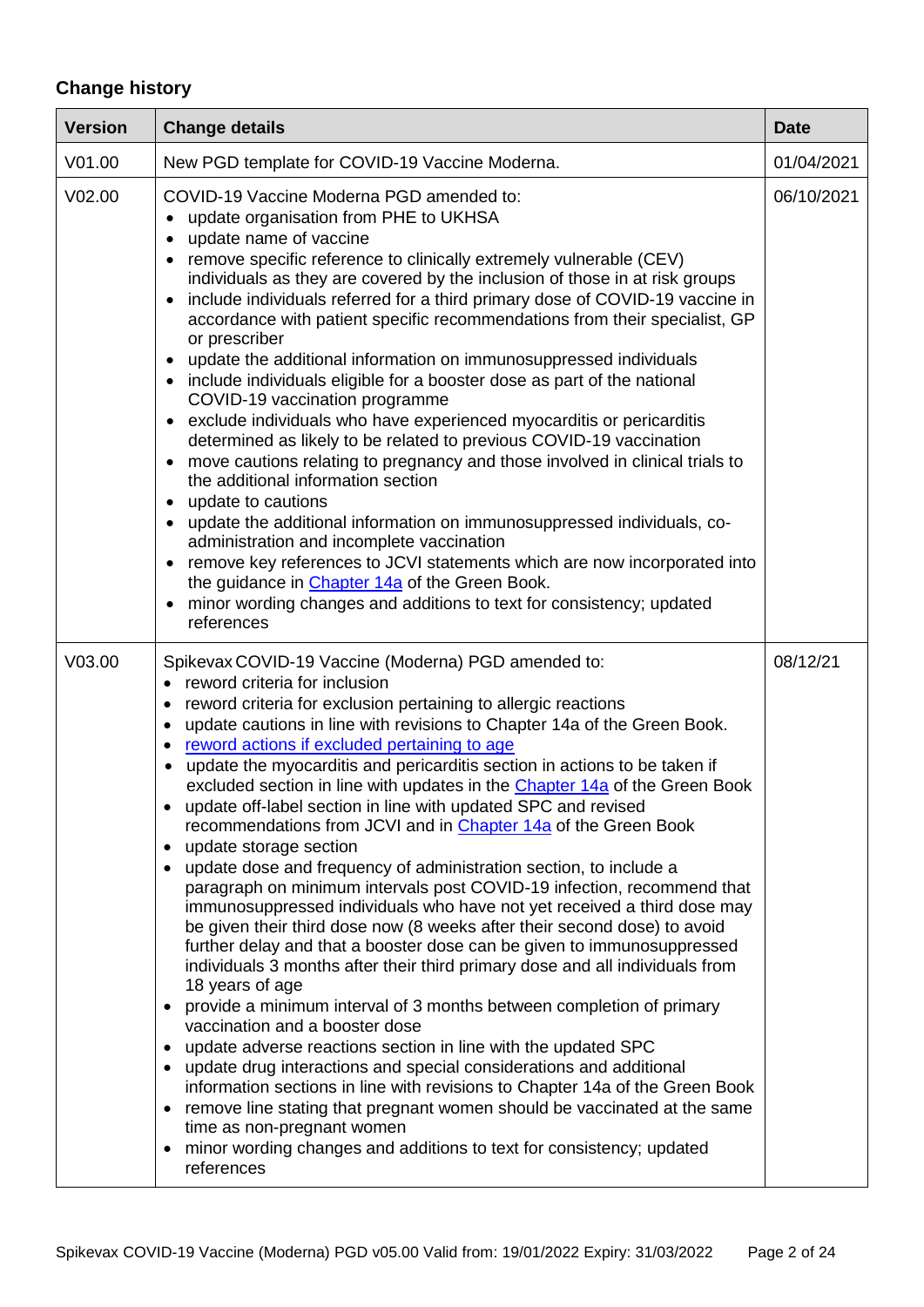## Change history

| Version | Change details | Date |
|---|---|---|
| V01.00 | New PGD template for COVID-19 Vaccine Moderna. | 01/04/2021 |
| V02.00 | COVID-19 Vaccine Moderna PGD amended to:<br>• update organisation from PHE to UKHSA<br>• update name of vaccine<br>• remove specific reference to clinically extremely vulnerable (CEV) individuals as they are covered by the inclusion of those in at risk groups<br>• include individuals referred for a third primary dose of COVID-19 vaccine in accordance with patient specific recommendations from their specialist, GP or prescriber<br>• update the additional information on immunosuppressed individuals<br>• include individuals eligible for a booster dose as part of the national COVID-19 vaccination programme<br>• exclude individuals who have experienced myocarditis or pericarditis determined as likely to be related to previous COVID-19 vaccination<br>• move cautions relating to pregnancy and those involved in clinical trials to the additional information section<br>• update to cautions<br>• update the additional information on immunosuppressed individuals, co-administration and incomplete vaccination<br>• remove key references to JCVI statements which are now incorporated into the guidance in Chapter 14a of the Green Book.<br>• minor wording changes and additions to text for consistency; updated references | 06/10/2021 |
| V03.00 | Spikevax COVID-19 Vaccine (Moderna) PGD amended to:<br>• reword criteria for inclusion<br>• reword criteria for exclusion pertaining to allergic reactions<br>• update cautions in line with revisions to Chapter 14a of the Green Book.<br>• reword actions if excluded pertaining to age<br>• update the myocarditis and pericarditis section in actions to be taken if excluded section in line with updates in the Chapter 14a of the Green Book<br>• update off-label section in line with updated SPC and revised recommendations from JCVI and in Chapter 14a of the Green Book<br>• update storage section<br>• update dose and frequency of administration section, to include a paragraph on minimum intervals post COVID-19 infection, recommend that immunosuppressed individuals who have not yet received a third dose may be given their third dose now (8 weeks after their second dose) to avoid further delay and that a booster dose can be given to immunosuppressed individuals 3 months after their third primary dose and all individuals from 18 years of age<br>• provide a minimum interval of 3 months between completion of primary vaccination and a booster dose<br>• update adverse reactions section in line with the updated SPC<br>• update drug interactions and special considerations and additional information sections in line with revisions to Chapter 14a of the Green Book<br>• remove line stating that pregnant women should be vaccinated at the same time as non-pregnant women<br>• minor wording changes and additions to text for consistency; updated references | 08/12/21 |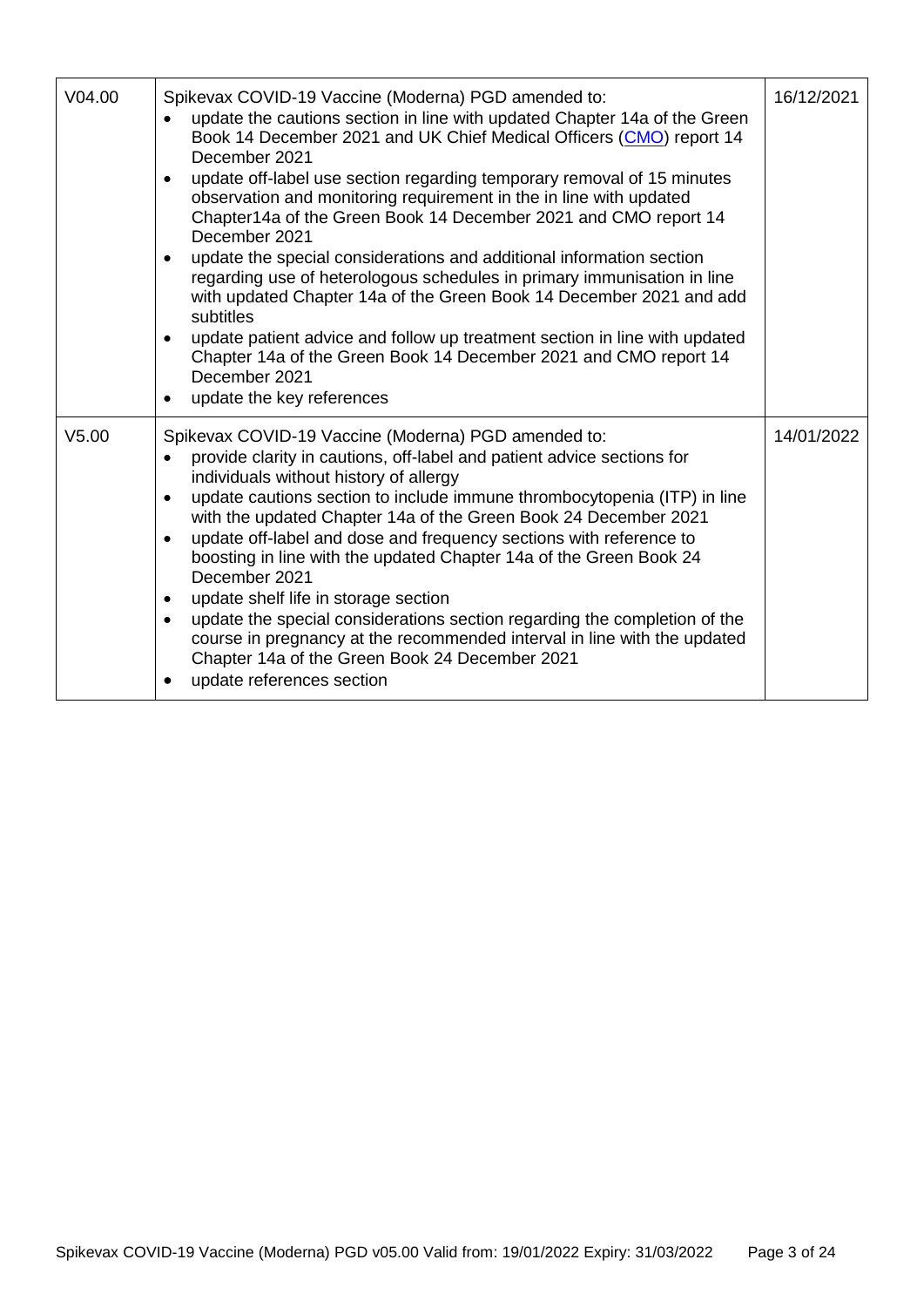| | | |
|---|---|---|
| V04.00 | Spikevax COVID-19 Vaccine (Moderna) PGD amended to:<br>• update the cautions section in line with updated Chapter 14a of the Green Book 14 December 2021 and UK Chief Medical Officers (CMO) report 14 December 2021<br>• update off-label use section regarding temporary removal of 15 minutes observation and monitoring requirement in the in line with updated Chapter14a of the Green Book 14 December 2021 and CMO report 14 December 2021<br>• update the special considerations and additional information section regarding use of heterologous schedules in primary immunisation in line with updated Chapter 14a of the Green Book 14 December 2021 and add subtitles<br>• update patient advice and follow up treatment section in line with updated Chapter 14a of the Green Book 14 December 2021 and CMO report 14 December 2021<br>• update the key references | 16/12/2021 |
| V5.00 | Spikevax COVID-19 Vaccine (Moderna) PGD amended to:<br>• provide clarity in cautions, off-label and patient advice sections for individuals without history of allergy<br>• update cautions section to include immune thrombocytopenia (ITP) in line with the updated Chapter 14a of the Green Book 24 December 2021<br>• update off-label and dose and frequency sections with reference to boosting in line with the updated Chapter 14a of the Green Book 24 December 2021<br>• update shelf life in storage section<br>• update the special considerations section regarding the completion of the course in pregnancy at the recommended interval in line with the updated Chapter 14a of the Green Book 24 December 2021<br>• update references section | 14/01/2022 |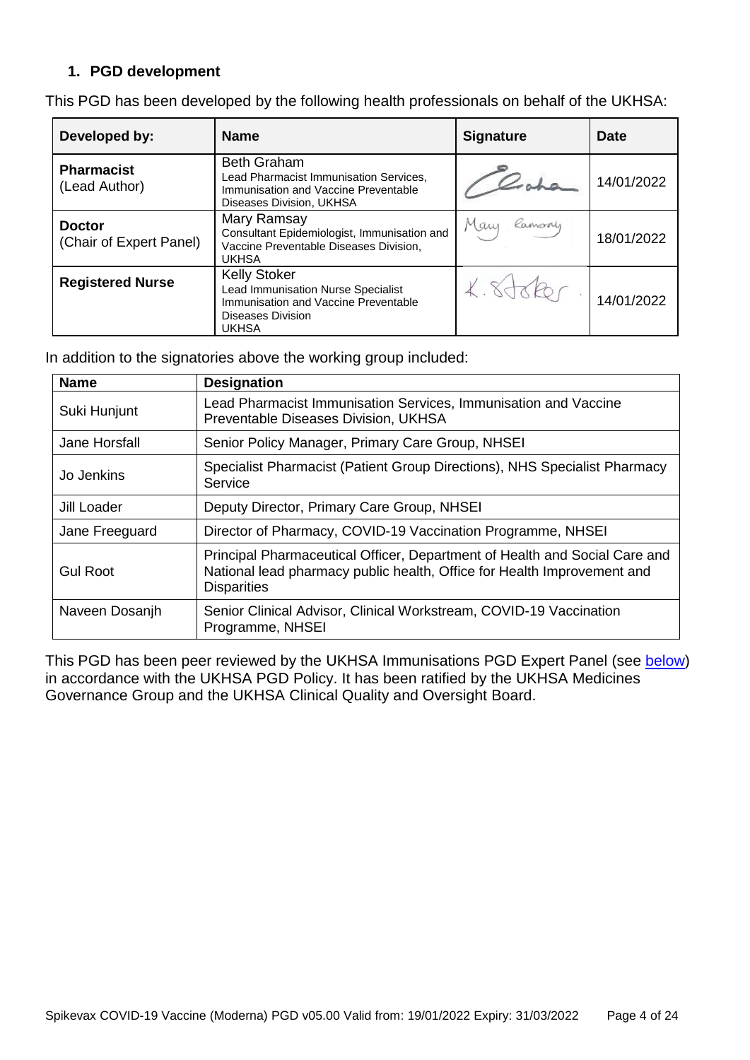## 1. PGD development

This PGD has been developed by the following health professionals on behalf of the UKHSA:

| Developed by: | Name | Signature | Date |
|---|---|---|---|
| **Pharmacist** (Lead Author) | Beth Graham<br>Lead Pharmacist Immunisation Services, Immunisation and Vaccine Preventable Diseases Division, UKHSA | | 14/01/2022 |
| **Doctor** (Chair of Expert Panel) | Mary Ramsay<br>Consultant Epidemiologist, Immunisation and Vaccine Preventable Diseases Division, UKHSA | | 18/01/2022 |
| **Registered Nurse** | Kelly Stoker<br>Lead Immunisation Nurse Specialist Immunisation and Vaccine Preventable Diseases Division<br>UKHSA | | 14/01/2022 |

In addition to the signatories above the working group included:

| Name | Designation |
|---|---|
| Suki Hunjunt | Lead Pharmacist Immunisation Services, Immunisation and Vaccine Preventable Diseases Division, UKHSA |
| Jane Horsfall | Senior Policy Manager, Primary Care Group, NHSEI |
| Jo Jenkins | Specialist Pharmacist (Patient Group Directions), NHS Specialist Pharmacy Service |
| Jill Loader | Deputy Director, Primary Care Group, NHSEI |
| Jane Freeguard | Director of Pharmacy, COVID-19 Vaccination Programme, NHSEI |
| Gul Root | Principal Pharmaceutical Officer, Department of Health and Social Care and National lead pharmacy public health, Office for Health Improvement and Disparities |
| Naveen Dosanjh | Senior Clinical Advisor, Clinical Workstream, COVID-19 Vaccination Programme, NHSEI |

This PGD has been peer reviewed by the UKHSA Immunisations PGD Expert Panel (see below) in accordance with the UKHSA PGD Policy. It has been ratified by the UKHSA Medicines Governance Group and the UKHSA Clinical Quality and Oversight Board.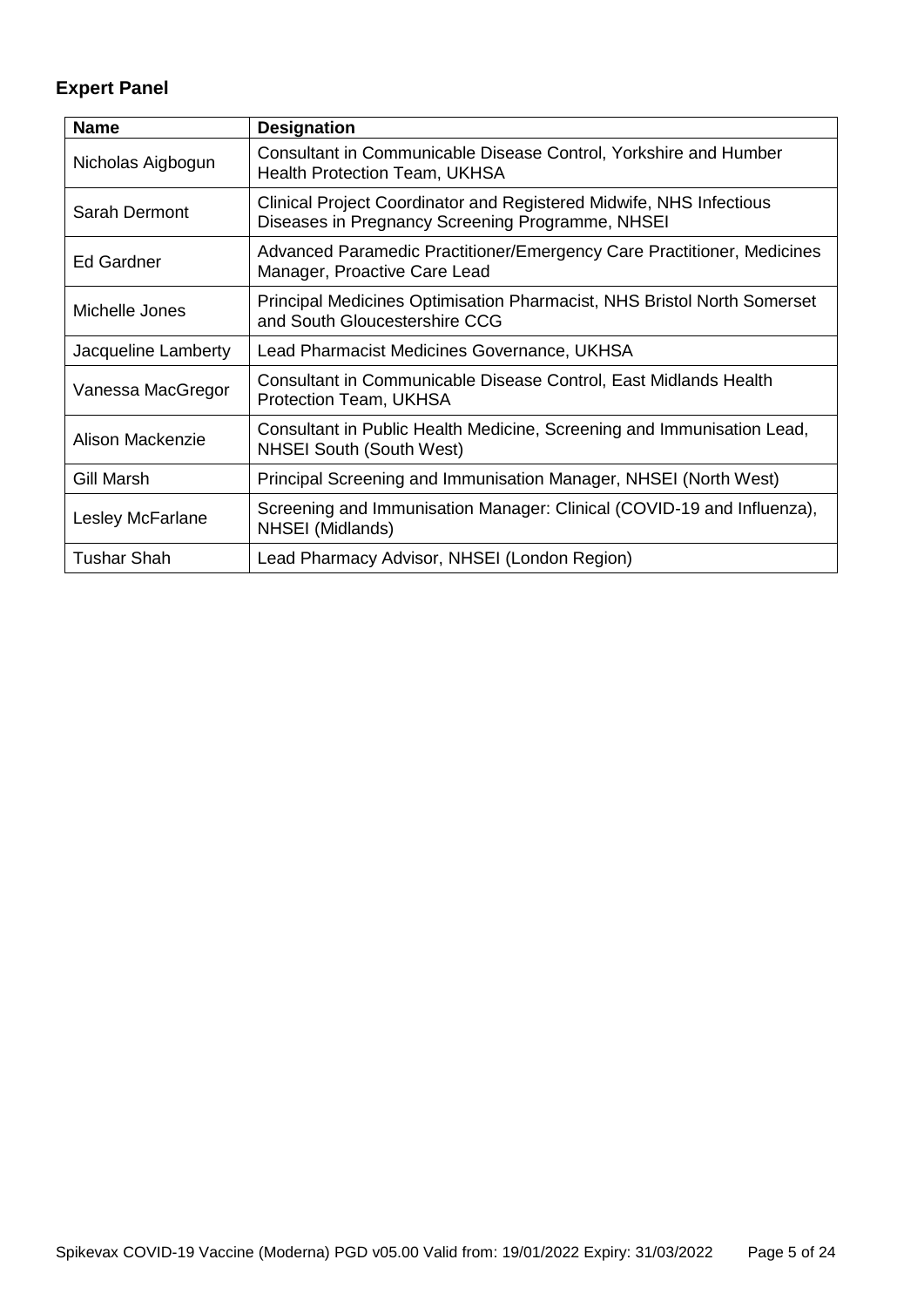## Expert Panel

| Name | Designation |
|---|---|
| Nicholas Aigbogun | Consultant in Communicable Disease Control, Yorkshire and Humber Health Protection Team, UKHSA |
| Sarah Dermont | Clinical Project Coordinator and Registered Midwife, NHS Infectious Diseases in Pregnancy Screening Programme, NHSEI |
| Ed Gardner | Advanced Paramedic Practitioner/Emergency Care Practitioner, Medicines Manager, Proactive Care Lead |
| Michelle Jones | Principal Medicines Optimisation Pharmacist, NHS Bristol North Somerset and South Gloucestershire CCG |
| Jacqueline Lamberty | Lead Pharmacist Medicines Governance, UKHSA |
| Vanessa MacGregor | Consultant in Communicable Disease Control, East Midlands Health Protection Team, UKHSA |
| Alison Mackenzie | Consultant in Public Health Medicine, Screening and Immunisation Lead, NHSEI South (South West) |
| Gill Marsh | Principal Screening and Immunisation Manager, NHSEI (North West) |
| Lesley McFarlane | Screening and Immunisation Manager: Clinical (COVID-19 and Influenza), NHSEI (Midlands) |
| Tushar Shah | Lead Pharmacy Advisor, NHSEI (London Region) |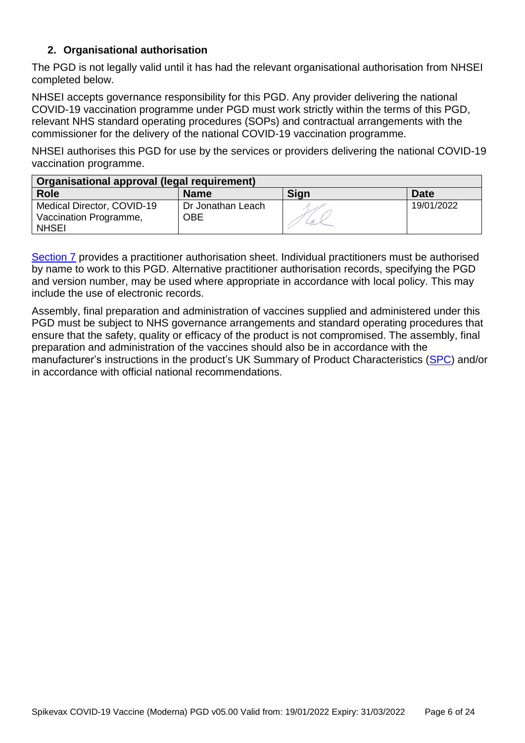## 2. Organisational authorisation

The PGD is not legally valid until it has had the relevant organisational authorisation from NHSEI completed below.

NHSEI accepts governance responsibility for this PGD. Any provider delivering the national COVID-19 vaccination programme under PGD must work strictly within the terms of this PGD, relevant NHS standard operating procedures (SOPs) and contractual arrangements with the commissioner for the delivery of the national COVID-19 vaccination programme.

NHSEI authorises this PGD for use by the services or providers delivering the national COVID-19 vaccination programme.

| **Organisational approval (legal requirement)** | | | |
|---|---|---|---|
| **Role** | **Name** | **Sign** | **Date** |
| Medical Director, COVID-19 Vaccination Programme, NHSEI | Dr Jonathan Leach OBE | | 19/01/2022 |

Section 7 provides a practitioner authorisation sheet. Individual practitioners must be authorised by name to work to this PGD. Alternative practitioner authorisation records, specifying the PGD and version number, may be used where appropriate in accordance with local policy. This may include the use of electronic records.

Assembly, final preparation and administration of vaccines supplied and administered under this PGD must be subject to NHS governance arrangements and standard operating procedures that ensure that the safety, quality or efficacy of the product is not compromised. The assembly, final preparation and administration of the vaccines should also be in accordance with the manufacturer's instructions in the product's UK Summary of Product Characteristics (SPC) and/or in accordance with official national recommendations.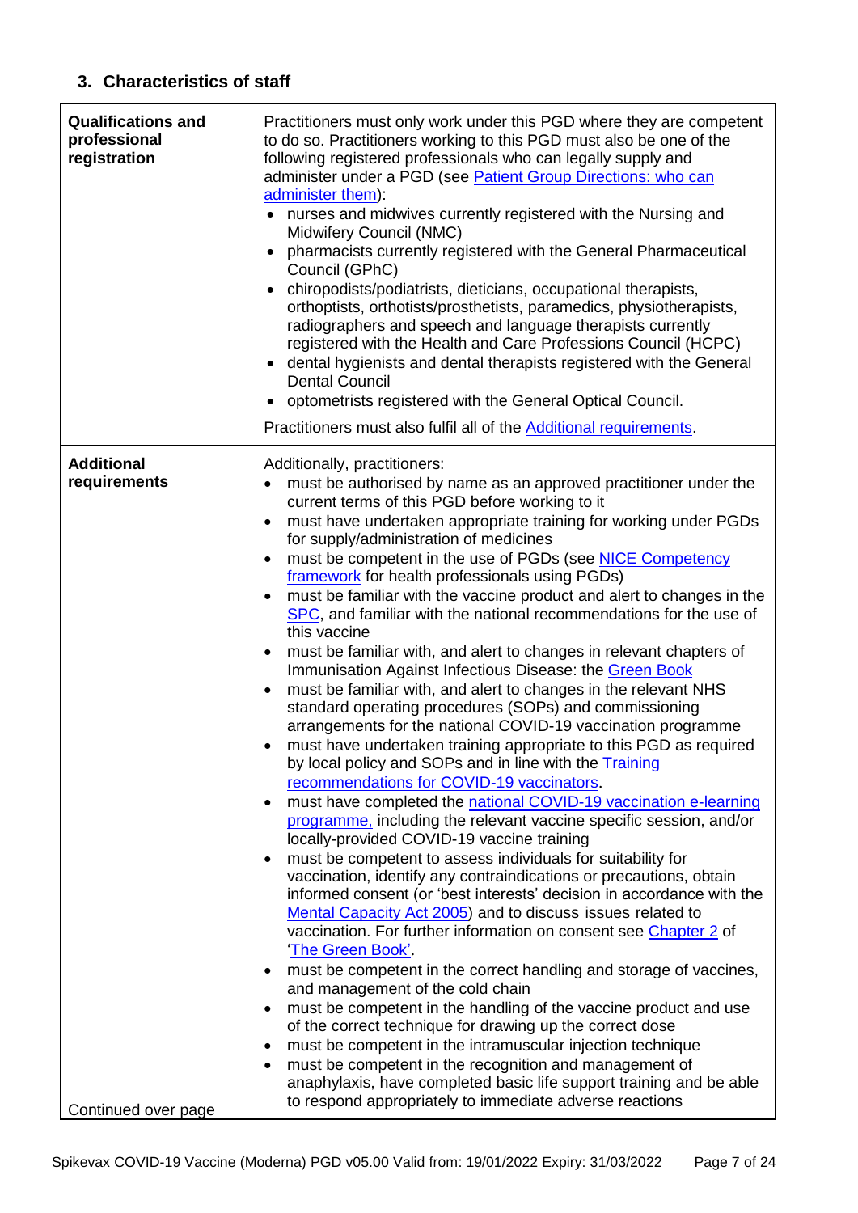## 3. Characteristics of staff

| | |
|---|---|
| **Qualifications and professional registration** | Practitioners must only work under this PGD where they are competent to do so. Practitioners working to this PGD must also be one of the following registered professionals who can legally supply and administer under a PGD (see Patient Group Directions: who can administer them):<br>• nurses and midwives currently registered with the Nursing and Midwifery Council (NMC)<br>• pharmacists currently registered with the General Pharmaceutical Council (GPhC)<br>• chiropodists/podiatrists, dieticians, occupational therapists, orthoptists, orthotists/prosthetists, paramedics, physiotherapists, radiographers and speech and language therapists currently registered with the Health and Care Professions Council (HCPC)<br>• dental hygienists and dental therapists registered with the General Dental Council<br>• optometrists registered with the General Optical Council.<br><br>Practitioners must also fulfil all of the Additional requirements. |
| **Additional requirements**<br><br>Continued over page | Additionally, practitioners:<br>• must be authorised by name as an approved practitioner under the current terms of this PGD before working to it<br>• must have undertaken appropriate training for working under PGDs for supply/administration of medicines<br>• must be competent in the use of PGDs (see NICE Competency framework for health professionals using PGDs)<br>• must be familiar with the vaccine product and alert to changes in the SPC, and familiar with the national recommendations for the use of this vaccine<br>• must be familiar with, and alert to changes in relevant chapters of Immunisation Against Infectious Disease: the Green Book<br>• must be familiar with, and alert to changes in the relevant NHS standard operating procedures (SOPs) and commissioning arrangements for the national COVID-19 vaccination programme<br>• must have undertaken training appropriate to this PGD as required by local policy and SOPs and in line with the Training recommendations for COVID-19 vaccinators.<br>• must have completed the national COVID-19 vaccination e-learning programme, including the relevant vaccine specific session, and/or locally-provided COVID-19 vaccine training<br>• must be competent to assess individuals for suitability for vaccination, identify any contraindications or precautions, obtain informed consent (or 'best interests' decision in accordance with the Mental Capacity Act 2005) and to discuss issues related to vaccination. For further information on consent see Chapter 2 of 'The Green Book'.<br>• must be competent in the correct handling and storage of vaccines, and management of the cold chain<br>• must be competent in the handling of the vaccine product and use of the correct technique for drawing up the correct dose<br>• must be competent in the intramuscular injection technique<br>• must be competent in the recognition and management of anaphylaxis, have completed basic life support training and be able to respond appropriately to immediate adverse reactions |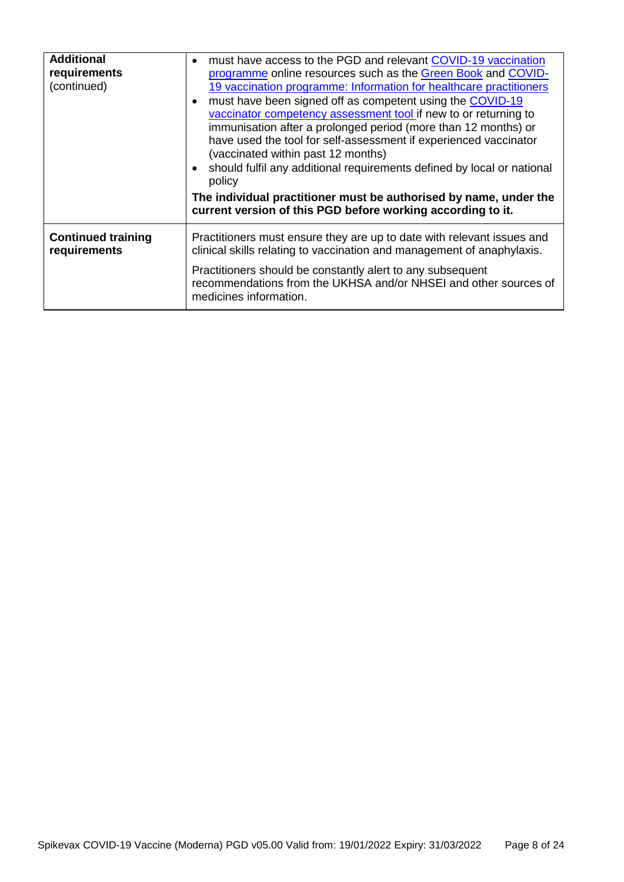| | |
|---|---|
| **Additional requirements** (continued) | • must have access to the PGD and relevant COVID-19 vaccination programme online resources such as the Green Book and COVID-19 vaccination programme: Information for healthcare practitioners<br>• must have been signed off as competent using the COVID-19 vaccinator competency assessment tool if new to or returning to immunisation after a prolonged period (more than 12 months) or have used the tool for self-assessment if experienced vaccinator (vaccinated within past 12 months)<br>• should fulfil any additional requirements defined by local or national policy<br><br>**The individual practitioner must be authorised by name, under the current version of this PGD before working according to it.** |
| **Continued training requirements** | Practitioners must ensure they are up to date with relevant issues and clinical skills relating to vaccination and management of anaphylaxis.<br><br>Practitioners should be constantly alert to any subsequent recommendations from the UKHSA and/or NHSEI and other sources of medicines information. |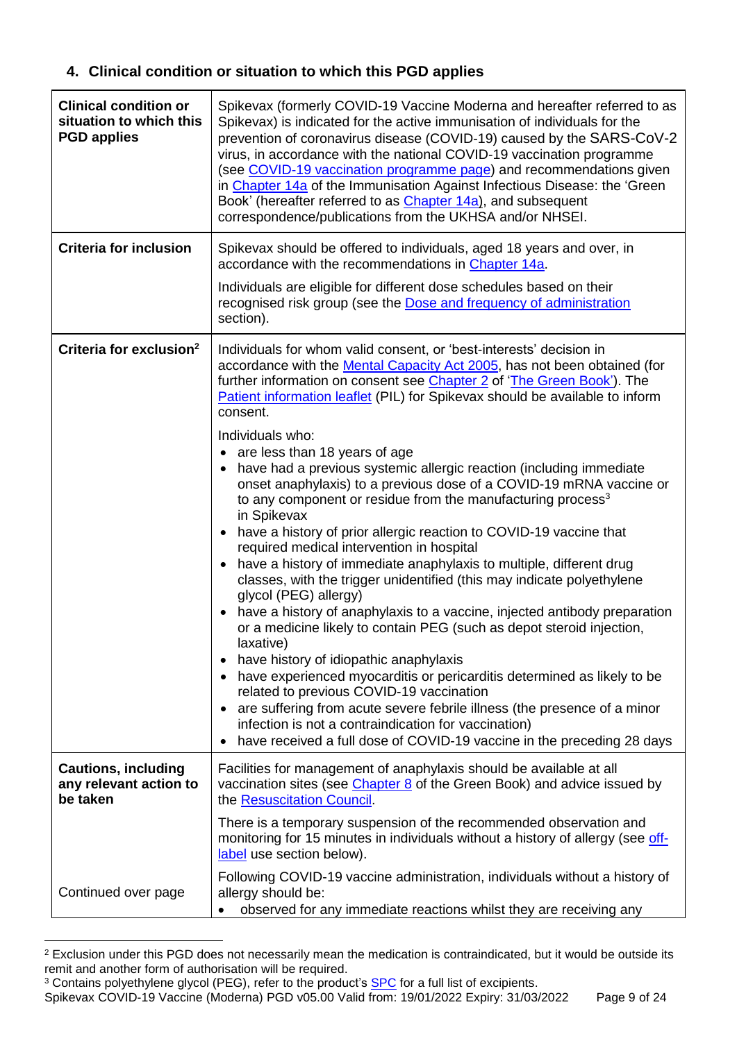## 4. Clinical condition or situation to which this PGD applies

| | |
|---|---|
| **Clinical condition or situation to which this PGD applies** | Spikevax (formerly COVID-19 Vaccine Moderna and hereafter referred to as Spikevax) is indicated for the active immunisation of individuals for the prevention of coronavirus disease (COVID-19) caused by the SARS-CoV-2 virus, in accordance with the national COVID-19 vaccination programme (see COVID-19 vaccination programme page) and recommendations given in Chapter 14a of the Immunisation Against Infectious Disease: the 'Green Book' (hereafter referred to as Chapter 14a), and subsequent correspondence/publications from the UKHSA and/or NHSEI. |
| **Criteria for inclusion** | Spikevax should be offered to individuals, aged 18 years and over, in accordance with the recommendations in Chapter 14a.<br><br>Individuals are eligible for different dose schedules based on their recognised risk group (see the Dose and frequency of administration section). |
| **Criteria for exclusion[2]** | Individuals for whom valid consent, or 'best-interests' decision in accordance with the Mental Capacity Act 2005, has not been obtained (for further information on consent see Chapter 2 of 'The Green Book'). The Patient information leaflet (PIL) for Spikevax should be available to inform consent.<br><br>Individuals who:<br>• are less than 18 years of age<br>• have had a previous systemic allergic reaction (including immediate onset anaphylaxis) to a previous dose of a COVID-19 mRNA vaccine or to any component or residue from the manufacturing process[3] in Spikevax<br>• have a history of prior allergic reaction to COVID-19 vaccine that required medical intervention in hospital<br>• have a history of immediate anaphylaxis to multiple, different drug classes, with the trigger unidentified (this may indicate polyethylene glycol (PEG) allergy)<br>• have a history of anaphylaxis to a vaccine, injected antibody preparation or a medicine likely to contain PEG (such as depot steroid injection, laxative)<br>• have history of idiopathic anaphylaxis<br>• have experienced myocarditis or pericarditis determined as likely to be related to previous COVID-19 vaccination<br>• are suffering from acute severe febrile illness (the presence of a minor infection is not a contraindication for vaccination)<br>• have received a full dose of COVID-19 vaccine in the preceding 28 days |
| **Cautions, including any relevant action to be taken**<br><br>Continued over page | Facilities for management of anaphylaxis should be available at all vaccination sites (see Chapter 8 of the Green Book) and advice issued by the Resuscitation Council.<br><br>There is a temporary suspension of the recommended observation and monitoring for 15 minutes in individuals without a history of allergy (see off-label use section below).<br><br>Following COVID-19 vaccine administration, individuals without a history of allergy should be:<br>• observed for any immediate reactions whilst they are receiving any |

[2] Exclusion under this PGD does not necessarily mean the medication is contraindicated, but it would be outside its remit and another form of authorisation will be required.

[3] Contains polyethylene glycol (PEG), refer to the product's SPC for a full list of excipients.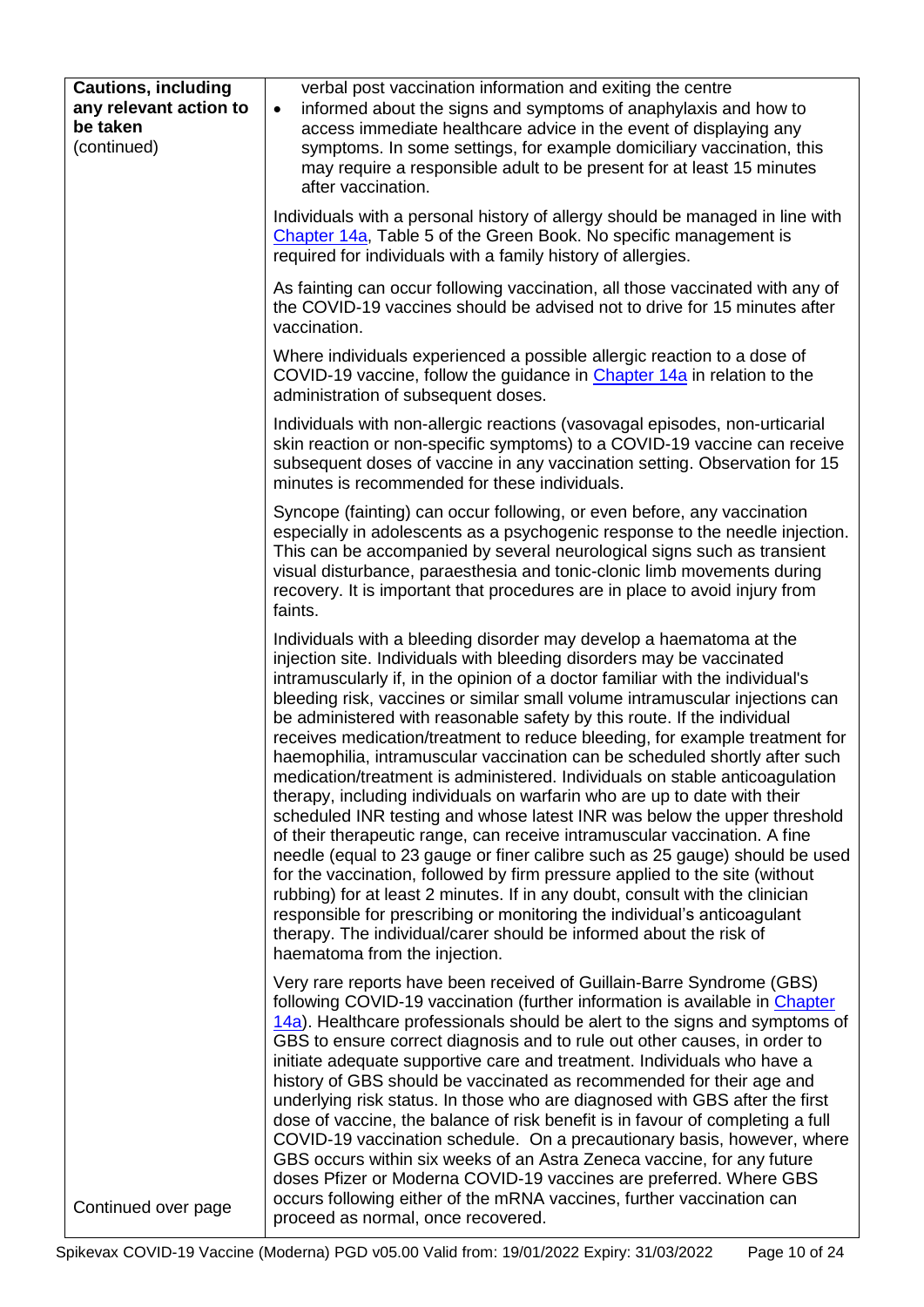| **Cautions, including any relevant action to be taken** (continued) | verbal post vaccination information and exiting the centre<br>• informed about the signs and symptoms of anaphylaxis and how to access immediate healthcare advice in the event of displaying any symptoms. In some settings, for example domiciliary vaccination, this may require a responsible adult to be present for at least 15 minutes after vaccination.<br><br>Individuals with a personal history of allergy should be managed in line with Chapter 14a, Table 5 of the Green Book. No specific management is required for individuals with a family history of allergies.<br><br>As fainting can occur following vaccination, all those vaccinated with any of the COVID-19 vaccines should be advised not to drive for 15 minutes after vaccination.<br><br>Where individuals experienced a possible allergic reaction to a dose of COVID-19 vaccine, follow the guidance in Chapter 14a in relation to the administration of subsequent doses.<br><br>Individuals with non-allergic reactions (vasovagal episodes, non-urticarial skin reaction or non-specific symptoms) to a COVID-19 vaccine can receive subsequent doses of vaccine in any vaccination setting. Observation for 15 minutes is recommended for these individuals.<br><br>Syncope (fainting) can occur following, or even before, any vaccination especially in adolescents as a psychogenic response to the needle injection. This can be accompanied by several neurological signs such as transient visual disturbance, paraesthesia and tonic-clonic limb movements during recovery. It is important that procedures are in place to avoid injury from faints.<br><br>Individuals with a bleeding disorder may develop a haematoma at the injection site. Individuals with bleeding disorders may be vaccinated intramuscularly if, in the opinion of a doctor familiar with the individual's bleeding risk, vaccines or similar small volume intramuscular injections can be administered with reasonable safety by this route. If the individual receives medication/treatment to reduce bleeding, for example treatment for haemophilia, intramuscular vaccination can be scheduled shortly after such medication/treatment is administered. Individuals on stable anticoagulation therapy, including individuals on warfarin who are up to date with their scheduled INR testing and whose latest INR was below the upper threshold of their therapeutic range, can receive intramuscular vaccination. A fine needle (equal to 23 gauge or finer calibre such as 25 gauge) should be used for the vaccination, followed by firm pressure applied to the site (without rubbing) for at least 2 minutes. If in any doubt, consult with the clinician responsible for prescribing or monitoring the individual's anticoagulant therapy. The individual/carer should be informed about the risk of haematoma from the injection.<br><br>Very rare reports have been received of Guillain-Barre Syndrome (GBS) following COVID-19 vaccination (further information is available in Chapter 14a). Healthcare professionals should be alert to the signs and symptoms of GBS to ensure correct diagnosis and to rule out other causes, in order to initiate adequate supportive care and treatment. Individuals who have a history of GBS should be vaccinated as recommended for their age and underlying risk status. In those who are diagnosed with GBS after the first dose of vaccine, the balance of risk benefit is in favour of completing a full COVID-19 vaccination schedule. On a precautionary basis, however, where GBS occurs within six weeks of an Astra Zeneca vaccine, for any future doses Pfizer or Moderna COVID-19 vaccines are preferred. Where GBS occurs following either of the mRNA vaccines, further vaccination can proceed as normal, once recovered. |
|---|---|
| Continued over page | |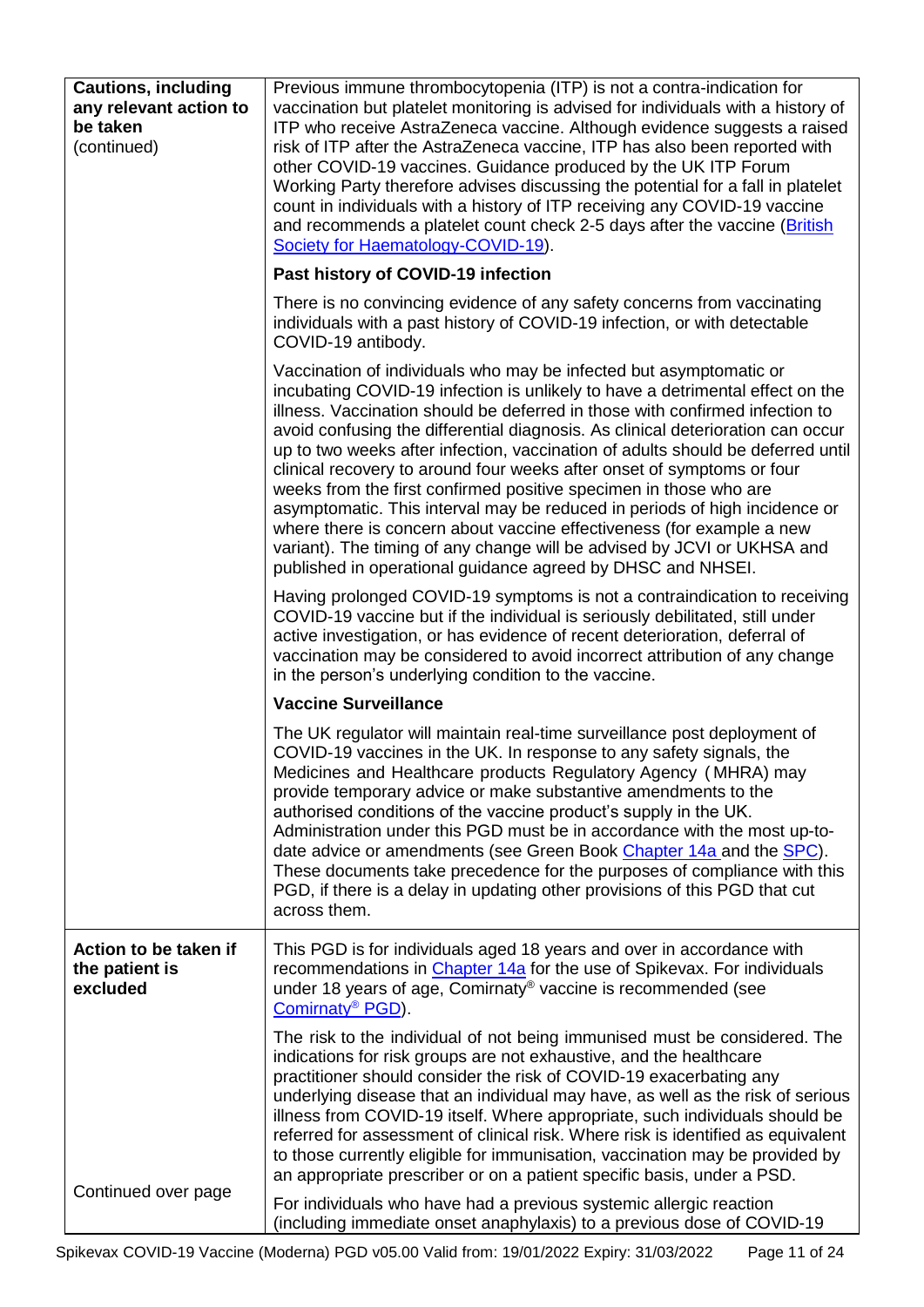| | |
|---|---|
| **Cautions, including any relevant action to be taken** (continued) | Previous immune thrombocytopenia (ITP) is not a contra-indication for vaccination but platelet monitoring is advised for individuals with a history of ITP who receive AstraZeneca vaccine. Although evidence suggests a raised risk of ITP after the AstraZeneca vaccine, ITP has also been reported with other COVID-19 vaccines. Guidance produced by the UK ITP Forum Working Party therefore advises discussing the potential for a fall in platelet count in individuals with a history of ITP receiving any COVID-19 vaccine and recommends a platelet count check 2-5 days after the vaccine ([British Society for Haematology-COVID-19](#)).<br><br>**Past history of COVID-19 infection**<br><br>There is no convincing evidence of any safety concerns from vaccinating individuals with a past history of COVID-19 infection, or with detectable COVID-19 antibody.<br><br>Vaccination of individuals who may be infected but asymptomatic or incubating COVID-19 infection is unlikely to have a detrimental effect on the illness. Vaccination should be deferred in those with confirmed infection to avoid confusing the differential diagnosis. As clinical deterioration can occur up to two weeks after infection, vaccination of adults should be deferred until clinical recovery to around four weeks after onset of symptoms or four weeks from the first confirmed positive specimen in those who are asymptomatic. This interval may be reduced in periods of high incidence or where there is concern about vaccine effectiveness (for example a new variant). The timing of any change will be advised by JCVI or UKHSA and published in operational guidance agreed by DHSC and NHSEI.<br><br>Having prolonged COVID-19 symptoms is not a contraindication to receiving COVID-19 vaccine but if the individual is seriously debilitated, still under active investigation, or has evidence of recent deterioration, deferral of vaccination may be considered to avoid incorrect attribution of any change in the person's underlying condition to the vaccine.<br><br>**Vaccine Surveillance**<br><br>The UK regulator will maintain real-time surveillance post deployment of COVID-19 vaccines in the UK. In response to any safety signals, the Medicines and Healthcare products Regulatory Agency (MHRA) may provide temporary advice or make substantive amendments to the authorised conditions of the vaccine product's supply in the UK. Administration under this PGD must be in accordance with the most up-to-date advice or amendments (see Green Book [Chapter 14a](#) and the [SPC](#)). These documents take precedence for the purposes of compliance with this PGD, if there is a delay in updating other provisions of this PGD that cut across them. |
| **Action to be taken if the patient is excluded**<br><br>Continued over page | This PGD is for individuals aged 18 years and over in accordance with recommendations in [Chapter 14a](#) for the use of Spikevax. For individuals under 18 years of age, Comirnaty® vaccine is recommended (see [Comirnaty® PGD](#)).<br><br>The risk to the individual of not being immunised must be considered. The indications for risk groups are not exhaustive, and the healthcare practitioner should consider the risk of COVID-19 exacerbating any underlying disease that an individual may have, as well as the risk of serious illness from COVID-19 itself. Where appropriate, such individuals should be referred for assessment of clinical risk. Where risk is identified as equivalent to those currently eligible for immunisation, vaccination may be provided by an appropriate prescriber or on a patient specific basis, under a PSD.<br><br>For individuals who have had a previous systemic allergic reaction (including immediate onset anaphylaxis) to a previous dose of COVID-19 |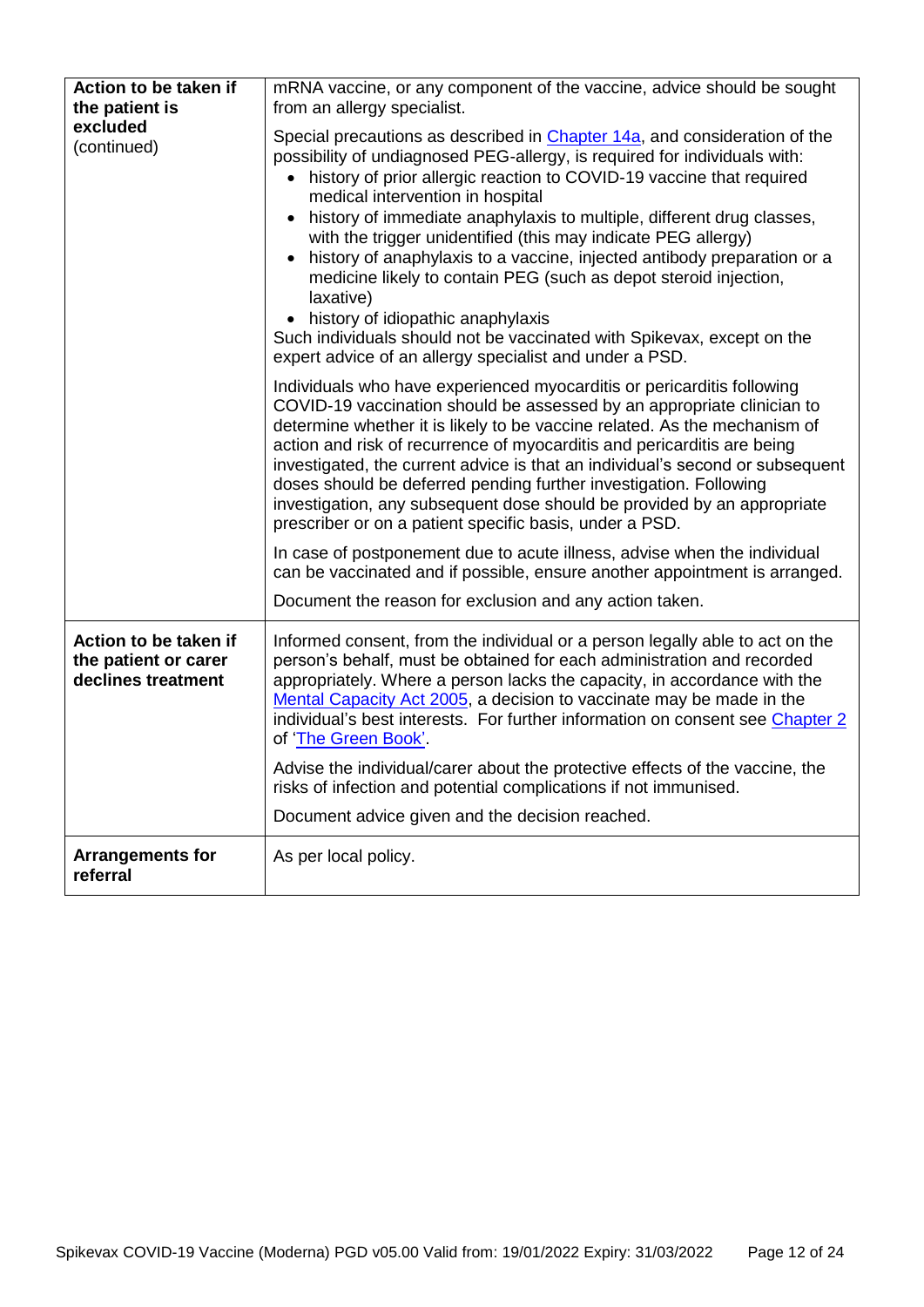| | |
|---|---|
| **Action to be taken if the patient is excluded** (continued) | mRNA vaccine, or any component of the vaccine, advice should be sought from an allergy specialist.<br><br>Special precautions as described in Chapter 14a, and consideration of the possibility of undiagnosed PEG-allergy, is required for individuals with:<br>• history of prior allergic reaction to COVID-19 vaccine that required medical intervention in hospital<br>• history of immediate anaphylaxis to multiple, different drug classes, with the trigger unidentified (this may indicate PEG allergy)<br>• history of anaphylaxis to a vaccine, injected antibody preparation or a medicine likely to contain PEG (such as depot steroid injection, laxative)<br>• history of idiopathic anaphylaxis<br>Such individuals should not be vaccinated with Spikevax, except on the expert advice of an allergy specialist and under a PSD.<br><br>Individuals who have experienced myocarditis or pericarditis following COVID-19 vaccination should be assessed by an appropriate clinician to determine whether it is likely to be vaccine related. As the mechanism of action and risk of recurrence of myocarditis and pericarditis are being investigated, the current advice is that an individual's second or subsequent doses should be deferred pending further investigation. Following investigation, any subsequent dose should be provided by an appropriate prescriber or on a patient specific basis, under a PSD.<br><br>In case of postponement due to acute illness, advise when the individual can be vaccinated and if possible, ensure another appointment is arranged.<br><br>Document the reason for exclusion and any action taken. |
| **Action to be taken if the patient or carer declines treatment** | Informed consent, from the individual or a person legally able to act on the person's behalf, must be obtained for each administration and recorded appropriately. Where a person lacks the capacity, in accordance with the Mental Capacity Act 2005, a decision to vaccinate may be made in the individual's best interests. For further information on consent see Chapter 2 of 'The Green Book'.<br><br>Advise the individual/carer about the protective effects of the vaccine, the risks of infection and potential complications if not immunised.<br><br>Document advice given and the decision reached. |
| **Arrangements for referral** | As per local policy. |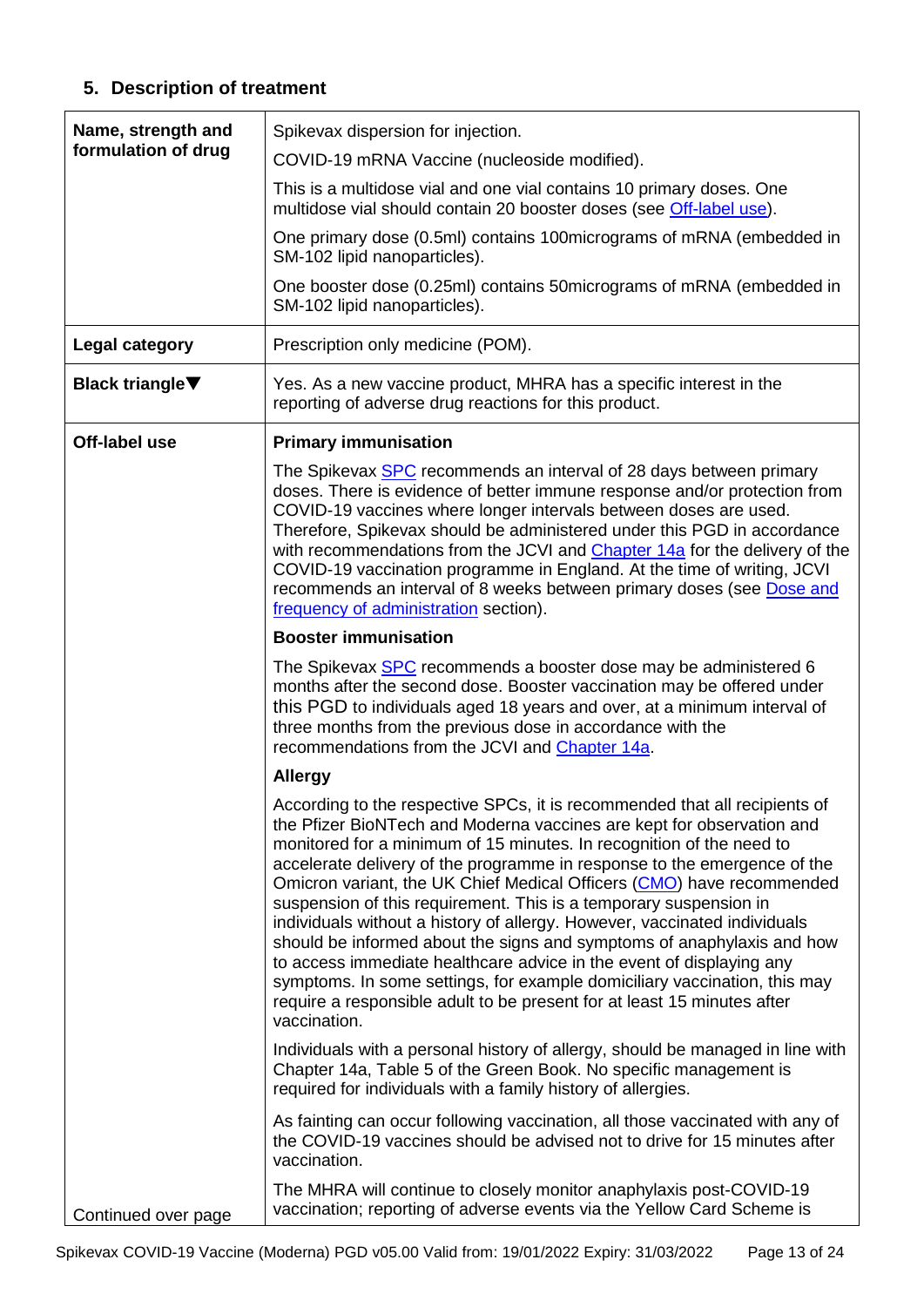## 5. Description of treatment

| | |
|---|---|
| **Name, strength and formulation of drug** | Spikevax dispersion for injection.<br><br>COVID-19 mRNA Vaccine (nucleoside modified).<br><br>This is a multidose vial and one vial contains 10 primary doses. One multidose vial should contain 20 booster doses (see Off-label use).<br><br>One primary dose (0.5ml) contains 100micrograms of mRNA (embedded in SM-102 lipid nanoparticles).<br><br>One booster dose (0.25ml) contains 50micrograms of mRNA (embedded in SM-102 lipid nanoparticles). |
| **Legal category** | Prescription only medicine (POM). |
| **Black triangle▼** | Yes. As a new vaccine product, MHRA has a specific interest in the reporting of adverse drug reactions for this product. |
| **Off-label use**<br><br>Continued over page | **Primary immunisation**<br><br>The Spikevax SPC recommends an interval of 28 days between primary doses. There is evidence of better immune response and/or protection from COVID-19 vaccines where longer intervals between doses are used. Therefore, Spikevax should be administered under this PGD in accordance with recommendations from the JCVI and Chapter 14a for the delivery of the COVID-19 vaccination programme in England. At the time of writing, JCVI recommends an interval of 8 weeks between primary doses (see Dose and frequency of administration section).<br><br>**Booster immunisation**<br><br>The Spikevax SPC recommends a booster dose may be administered 6 months after the second dose. Booster vaccination may be offered under this PGD to individuals aged 18 years and over, at a minimum interval of three months from the previous dose in accordance with the recommendations from the JCVI and Chapter 14a.<br><br>**Allergy**<br><br>According to the respective SPCs, it is recommended that all recipients of the Pfizer BioNTech and Moderna vaccines are kept for observation and monitored for a minimum of 15 minutes. In recognition of the need to accelerate delivery of the programme in response to the emergence of the Omicron variant, the UK Chief Medical Officers (CMO) have recommended suspension of this requirement. This is a temporary suspension in individuals without a history of allergy. However, vaccinated individuals should be informed about the signs and symptoms of anaphylaxis and how to access immediate healthcare advice in the event of displaying any symptoms. In some settings, for example domiciliary vaccination, this may require a responsible adult to be present for at least 15 minutes after vaccination.<br><br>Individuals with a personal history of allergy, should be managed in line with Chapter 14a, Table 5 of the Green Book. No specific management is required for individuals with a family history of allergies.<br><br>As fainting can occur following vaccination, all those vaccinated with any of the COVID-19 vaccines should be advised not to drive for 15 minutes after vaccination.<br><br>The MHRA will continue to closely monitor anaphylaxis post-COVID-19 vaccination; reporting of adverse events via the Yellow Card Scheme is |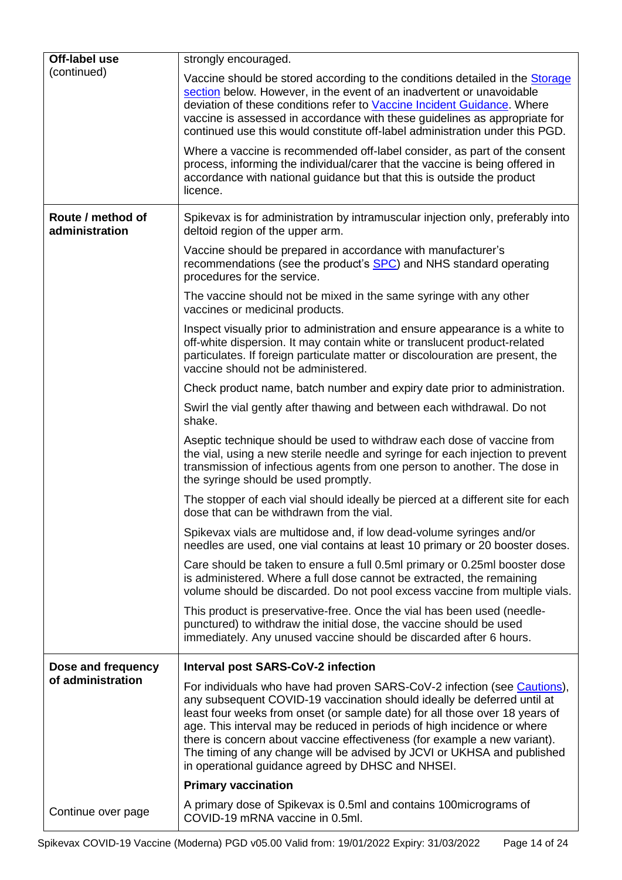| | |
|---|---|
| **Off-label use** (continued) | strongly encouraged.<br><br>Vaccine should be stored according to the conditions detailed in the Storage section below. However, in the event of an inadvertent or unavoidable deviation of these conditions refer to Vaccine Incident Guidance. Where vaccine is assessed in accordance with these guidelines as appropriate for continued use this would constitute off-label administration under this PGD.<br><br>Where a vaccine is recommended off-label consider, as part of the consent process, informing the individual/carer that the vaccine is being offered in accordance with national guidance but that this is outside the product licence. |
| **Route / method of administration** | Spikevax is for administration by intramuscular injection only, preferably into deltoid region of the upper arm.<br><br>Vaccine should be prepared in accordance with manufacturer's recommendations (see the product's SPC) and NHS standard operating procedures for the service.<br><br>The vaccine should not be mixed in the same syringe with any other vaccines or medicinal products.<br><br>Inspect visually prior to administration and ensure appearance is a white to off-white dispersion. It may contain white or translucent product-related particulates. If foreign particulate matter or discolouration are present, the vaccine should not be administered.<br><br>Check product name, batch number and expiry date prior to administration.<br><br>Swirl the vial gently after thawing and between each withdrawal. Do not shake.<br><br>Aseptic technique should be used to withdraw each dose of vaccine from the vial, using a new sterile needle and syringe for each injection to prevent transmission of infectious agents from one person to another. The dose in the syringe should be used promptly.<br><br>The stopper of each vial should ideally be pierced at a different site for each dose that can be withdrawn from the vial.<br><br>Spikevax vials are multidose and, if low dead-volume syringes and/or needles are used, one vial contains at least 10 primary or 20 booster doses.<br><br>Care should be taken to ensure a full 0.5ml primary or 0.25ml booster dose is administered. Where a full dose cannot be extracted, the remaining volume should be discarded. Do not pool excess vaccine from multiple vials.<br><br>This product is preservative-free. Once the vial has been used (needle-punctured) to withdraw the initial dose, the vaccine should be used immediately. Any unused vaccine should be discarded after 6 hours. |
| **Dose and frequency of administration**<br><br>Continue over page | **Interval post SARS-CoV-2 infection**<br><br>For individuals who have had proven SARS-CoV-2 infection (see Cautions), any subsequent COVID-19 vaccination should ideally be deferred until at least four weeks from onset (or sample date) for all those over 18 years of age. This interval may be reduced in periods of high incidence or where there is concern about vaccine effectiveness (for example a new variant). The timing of any change will be advised by JCVI or UKHSA and published in operational guidance agreed by DHSC and NHSEI.<br><br>**Primary vaccination**<br><br>A primary dose of Spikevax is 0.5ml and contains 100micrograms of COVID-19 mRNA vaccine in 0.5ml. |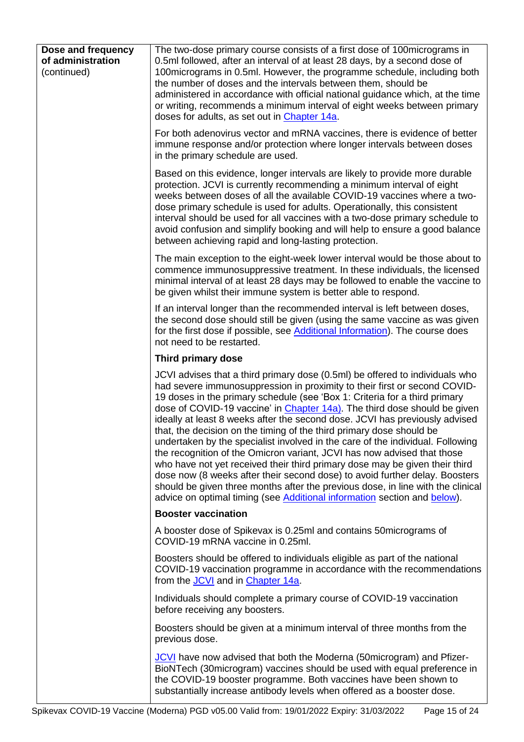| | |
|---|---|
| **Dose and frequency of administration** (continued) | The two-dose primary course consists of a first dose of 100micrograms in 0.5ml followed, after an interval of at least 28 days, by a second dose of 100micrograms in 0.5ml. However, the programme schedule, including both the number of doses and the intervals between them, should be administered in accordance with official national guidance which, at the time or writing, recommends a minimum interval of eight weeks between primary doses for adults, as set out in [Chapter 14a](). <br><br> For both adenovirus vector and mRNA vaccines, there is evidence of better immune response and/or protection where longer intervals between doses in the primary schedule are used. <br><br> Based on this evidence, longer intervals are likely to provide more durable protection. JCVI is currently recommending a minimum interval of eight weeks between doses of all the available COVID-19 vaccines where a two-dose primary schedule is used for adults. Operationally, this consistent interval should be used for all vaccines with a two-dose primary schedule to avoid confusion and simplify booking and will help to ensure a good balance between achieving rapid and long-lasting protection. <br><br> The main exception to the eight-week lower interval would be those about to commence immunosuppressive treatment. In these individuals, the licensed minimal interval of at least 28 days may be followed to enable the vaccine to be given whilst their immune system is better able to respond. <br><br> If an interval longer than the recommended interval is left between doses, the second dose should still be given (using the same vaccine as was given for the first dose if possible, see [Additional Information]()). The course does not need to be restarted. <br><br> **Third primary dose** <br><br> JCVI advises that a third primary dose (0.5ml) be offered to individuals who had severe immunosuppression in proximity to their first or second COVID-19 doses in the primary schedule (see 'Box 1: Criteria for a third primary dose of COVID-19 vaccine' in [Chapter 14a)](). The third dose should be given ideally at least 8 weeks after the second dose. JCVI has previously advised that, the decision on the timing of the third primary dose should be undertaken by the specialist involved in the care of the individual. Following the recognition of the Omicron variant, JCVI has now advised that those who have not yet received their third primary dose may be given their third dose now (8 weeks after their second dose) to avoid further delay. Boosters should be given three months after the previous dose, in line with the clinical advice on optimal timing (see [Additional information]() section and [below]()). <br><br> **Booster vaccination** <br><br> A booster dose of Spikevax is 0.25ml and contains 50micrograms of COVID-19 mRNA vaccine in 0.25ml. <br><br> Boosters should be offered to individuals eligible as part of the national COVID-19 vaccination programme in accordance with the recommendations from the [JCVI]() and in [Chapter 14a](). <br><br> Individuals should complete a primary course of COVID-19 vaccination before receiving any boosters. <br><br> Boosters should be given at a minimum interval of three months from the previous dose. <br><br> [JCVI]() have now advised that both the Moderna (50microgram) and Pfizer-BioNTech (30microgram) vaccines should be used with equal preference in the COVID-19 booster programme. Both vaccines have been shown to substantially increase antibody levels when offered as a booster dose. |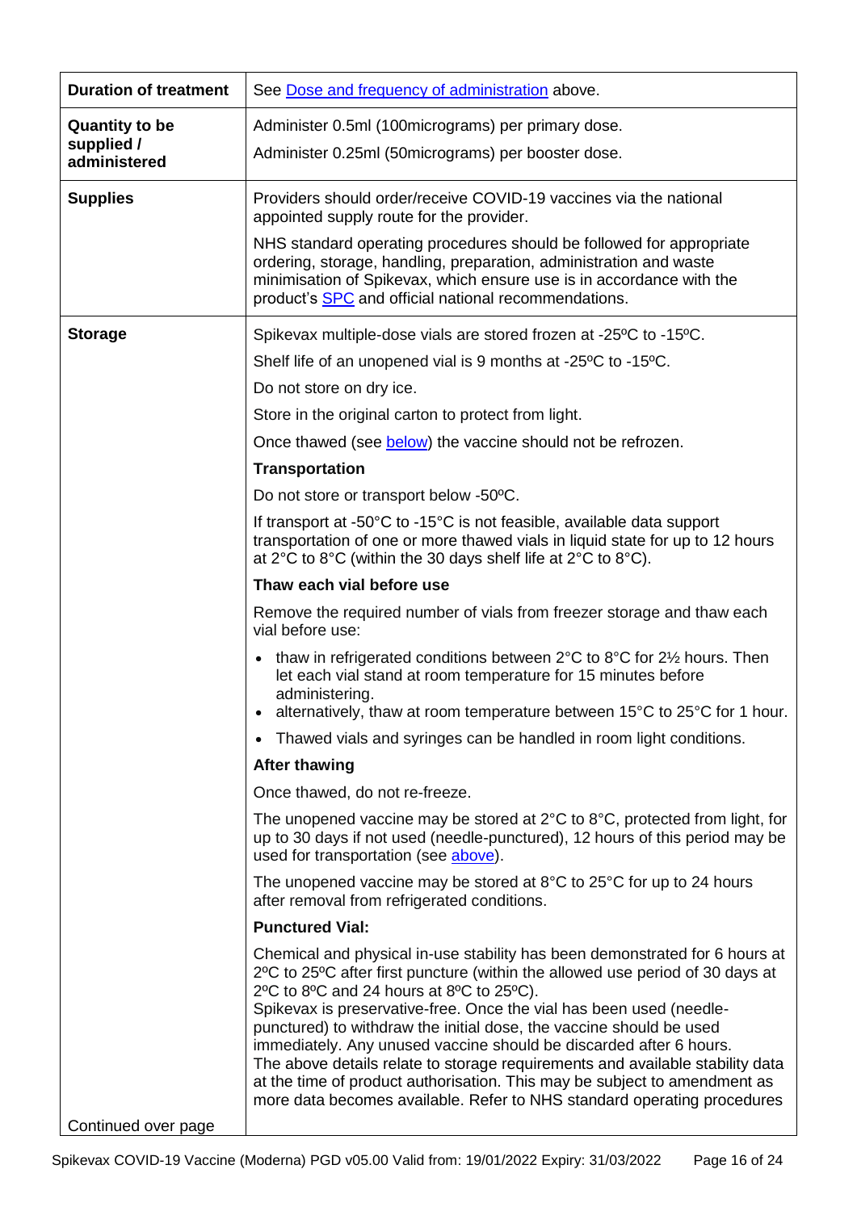| | |
|---|---|
| **Duration of treatment** | See Dose and frequency of administration above. |
| **Quantity to be supplied / administered** | Administer 0.5ml (100micrograms) per primary dose.<br><br>Administer 0.25ml (50micrograms) per booster dose. |
| **Supplies** | Providers should order/receive COVID-19 vaccines via the national appointed supply route for the provider.<br><br>NHS standard operating procedures should be followed for appropriate ordering, storage, handling, preparation, administration and waste minimisation of Spikevax, which ensure use is in accordance with the product's SPC and official national recommendations. |
| **Storage**<br><br><br><br><br><br><br><br><br><br><br><br><br><br><br><br><br><br><br><br><br><br>Continued over page | Spikevax multiple-dose vials are stored frozen at -25ºC to -15ºC.<br><br>Shelf life of an unopened vial is 9 months at -25ºC to -15ºC.<br><br>Do not store on dry ice.<br><br>Store in the original carton to protect from light.<br><br>Once thawed (see below) the vaccine should not be refrozen.<br><br>**Transportation**<br><br>Do not store or transport below -50ºC.<br><br>If transport at -50°C to -15°C is not feasible, available data support transportation of one or more thawed vials in liquid state for up to 12 hours at 2°C to 8°C (within the 30 days shelf life at 2°C to 8°C).<br><br>**Thaw each vial before use**<br><br>Remove the required number of vials from freezer storage and thaw each vial before use:<br><br>• thaw in refrigerated conditions between 2°C to 8°C for 2½ hours. Then let each vial stand at room temperature for 15 minutes before administering.<br>• alternatively, thaw at room temperature between 15°C to 25°C for 1 hour.<br>• Thawed vials and syringes can be handled in room light conditions.<br><br>**After thawing**<br><br>Once thawed, do not re-freeze.<br><br>The unopened vaccine may be stored at 2°C to 8°C, protected from light, for up to 30 days if not used (needle-punctured), 12 hours of this period may be used for transportation (see above).<br><br>The unopened vaccine may be stored at 8°C to 25°C for up to 24 hours after removal from refrigerated conditions.<br><br>**Punctured Vial:**<br><br>Chemical and physical in-use stability has been demonstrated for 6 hours at 2ºC to 25ºC after first puncture (within the allowed use period of 30 days at 2ºC to 8ºC and 24 hours at 8ºC to 25ºC).<br>Spikevax is preservative-free. Once the vial has been used (needle-punctured) to withdraw the initial dose, the vaccine should be used immediately. Any unused vaccine should be discarded after 6 hours.<br>The above details relate to storage requirements and available stability data at the time of product authorisation. This may be subject to amendment as more data becomes available. Refer to NHS standard operating procedures |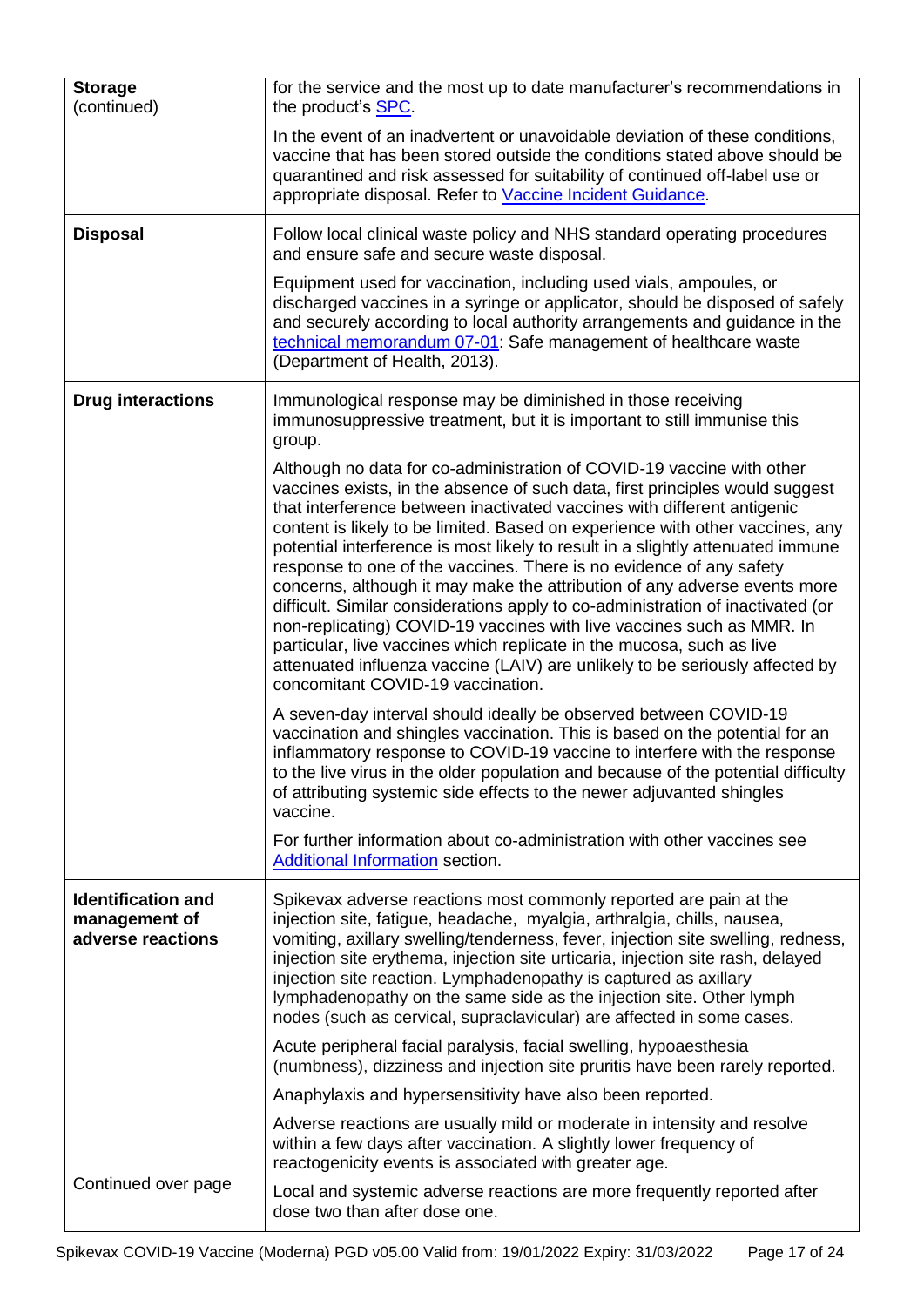| | |
|---|---|
| **Storage** (continued) | for the service and the most up to date manufacturer's recommendations in the product's SPC.<br><br>In the event of an inadvertent or unavoidable deviation of these conditions, vaccine that has been stored outside the conditions stated above should be quarantined and risk assessed for suitability of continued off-label use or appropriate disposal. Refer to Vaccine Incident Guidance. |
| **Disposal** | Follow local clinical waste policy and NHS standard operating procedures and ensure safe and secure waste disposal.<br><br>Equipment used for vaccination, including used vials, ampoules, or discharged vaccines in a syringe or applicator, should be disposed of safely and securely according to local authority arrangements and guidance in the technical memorandum 07-01: Safe management of healthcare waste (Department of Health, 2013). |
| **Drug interactions** | Immunological response may be diminished in those receiving immunosuppressive treatment, but it is important to still immunise this group.<br><br>Although no data for co-administration of COVID-19 vaccine with other vaccines exists, in the absence of such data, first principles would suggest that interference between inactivated vaccines with different antigenic content is likely to be limited. Based on experience with other vaccines, any potential interference is most likely to result in a slightly attenuated immune response to one of the vaccines. There is no evidence of any safety concerns, although it may make the attribution of any adverse events more difficult. Similar considerations apply to co-administration of inactivated (or non-replicating) COVID-19 vaccines with live vaccines such as MMR. In particular, live vaccines which replicate in the mucosa, such as live attenuated influenza vaccine (LAIV) are unlikely to be seriously affected by concomitant COVID-19 vaccination.<br><br>A seven-day interval should ideally be observed between COVID-19 vaccination and shingles vaccination. This is based on the potential for an inflammatory response to COVID-19 vaccine to interfere with the response to the live virus in the older population and because of the potential difficulty of attributing systemic side effects to the newer adjuvanted shingles vaccine.<br><br>For further information about co-administration with other vaccines see Additional Information section. |
| **Identification and management of adverse reactions**<br><br>Continued over page | Spikevax adverse reactions most commonly reported are pain at the injection site, fatigue, headache, myalgia, arthralgia, chills, nausea, vomiting, axillary swelling/tenderness, fever, injection site swelling, redness, injection site erythema, injection site urticaria, injection site rash, delayed injection site reaction. Lymphadenopathy is captured as axillary lymphadenopathy on the same side as the injection site. Other lymph nodes (such as cervical, supraclavicular) are affected in some cases.<br><br>Acute peripheral facial paralysis, facial swelling, hypoaesthesia (numbness), dizziness and injection site pruritis have been rarely reported.<br><br>Anaphylaxis and hypersensitivity have also been reported.<br><br>Adverse reactions are usually mild or moderate in intensity and resolve within a few days after vaccination. A slightly lower frequency of reactogenicity events is associated with greater age.<br><br>Local and systemic adverse reactions are more frequently reported after dose two than after dose one. |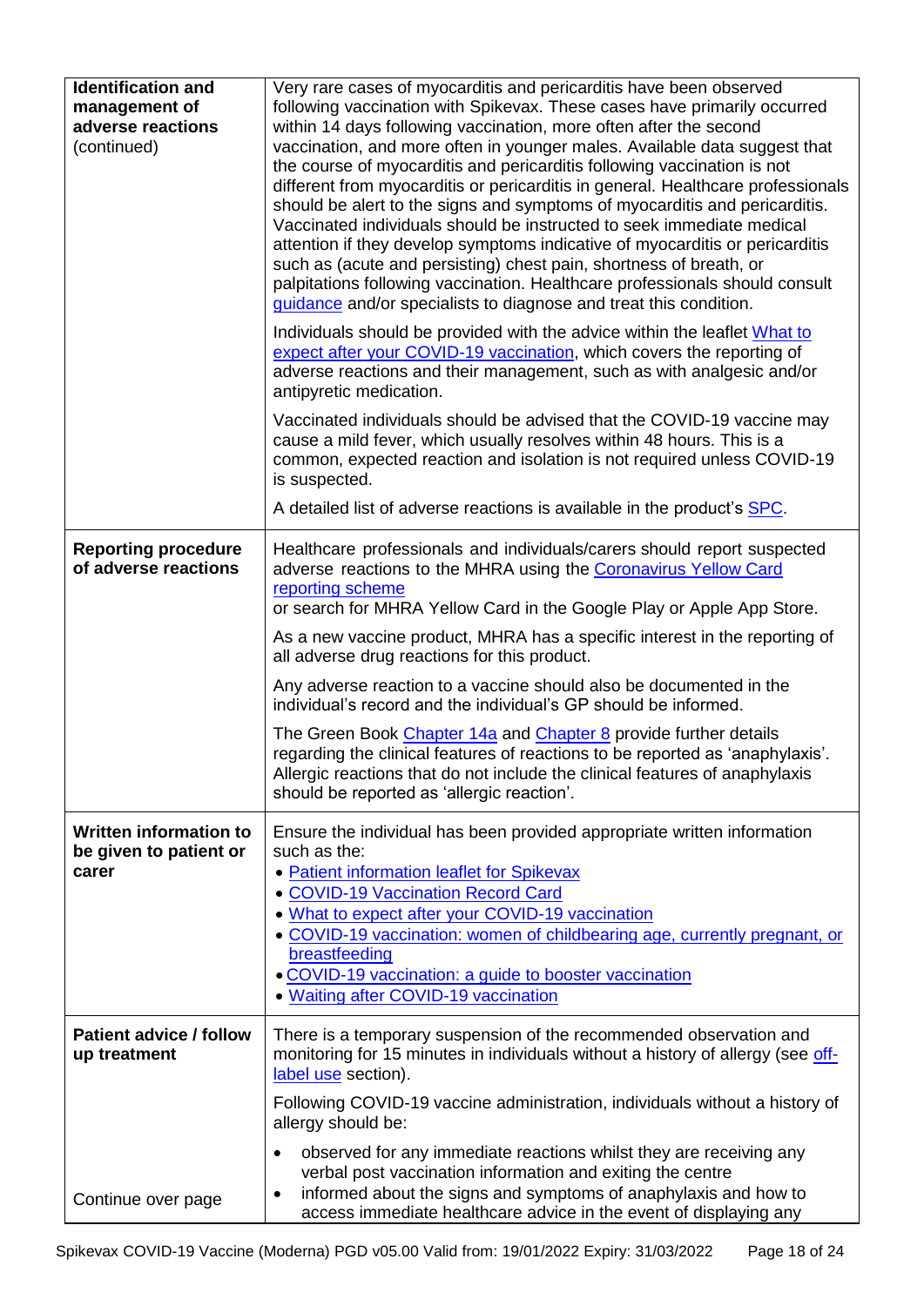| | |
|---|---|
| **Identification and management of adverse reactions** (continued) | Very rare cases of myocarditis and pericarditis have been observed following vaccination with Spikevax. These cases have primarily occurred within 14 days following vaccination, more often after the second vaccination, and more often in younger males. Available data suggest that the course of myocarditis and pericarditis following vaccination is not different from myocarditis or pericarditis in general. Healthcare professionals should be alert to the signs and symptoms of myocarditis and pericarditis. Vaccinated individuals should be instructed to seek immediate medical attention if they develop symptoms indicative of myocarditis or pericarditis such as (acute and persisting) chest pain, shortness of breath, or palpitations following vaccination. Healthcare professionals should consult guidance and/or specialists to diagnose and treat this condition.<br><br>Individuals should be provided with the advice within the leaflet What to expect after your COVID-19 vaccination, which covers the reporting of adverse reactions and their management, such as with analgesic and/or antipyretic medication.<br><br>Vaccinated individuals should be advised that the COVID-19 vaccine may cause a mild fever, which usually resolves within 48 hours. This is a common, expected reaction and isolation is not required unless COVID-19 is suspected.<br><br>A detailed list of adverse reactions is available in the product's SPC. |
| **Reporting procedure of adverse reactions** | Healthcare professionals and individuals/carers should report suspected adverse reactions to the MHRA using the Coronavirus Yellow Card reporting scheme or search for MHRA Yellow Card in the Google Play or Apple App Store.<br><br>As a new vaccine product, MHRA has a specific interest in the reporting of all adverse drug reactions for this product.<br><br>Any adverse reaction to a vaccine should also be documented in the individual's record and the individual's GP should be informed.<br><br>The Green Book Chapter 14a and Chapter 8 provide further details regarding the clinical features of reactions to be reported as 'anaphylaxis'. Allergic reactions that do not include the clinical features of anaphylaxis should be reported as 'allergic reaction'. |
| **Written information to be given to patient or carer** | Ensure the individual has been provided appropriate written information such as the:<br>• Patient information leaflet for Spikevax<br>• COVID-19 Vaccination Record Card<br>• What to expect after your COVID-19 vaccination<br>• COVID-19 vaccination: women of childbearing age, currently pregnant, or breastfeeding<br>• COVID-19 vaccination: a guide to booster vaccination<br>• Waiting after COVID-19 vaccination |
| **Patient advice / follow up treatment**<br><br>Continue over page | There is a temporary suspension of the recommended observation and monitoring for 15 minutes in individuals without a history of allergy (see off-label use section).<br><br>Following COVID-19 vaccine administration, individuals without a history of allergy should be:<br>• observed for any immediate reactions whilst they are receiving any verbal post vaccination information and exiting the centre<br>• informed about the signs and symptoms of anaphylaxis and how to access immediate healthcare advice in the event of displaying any |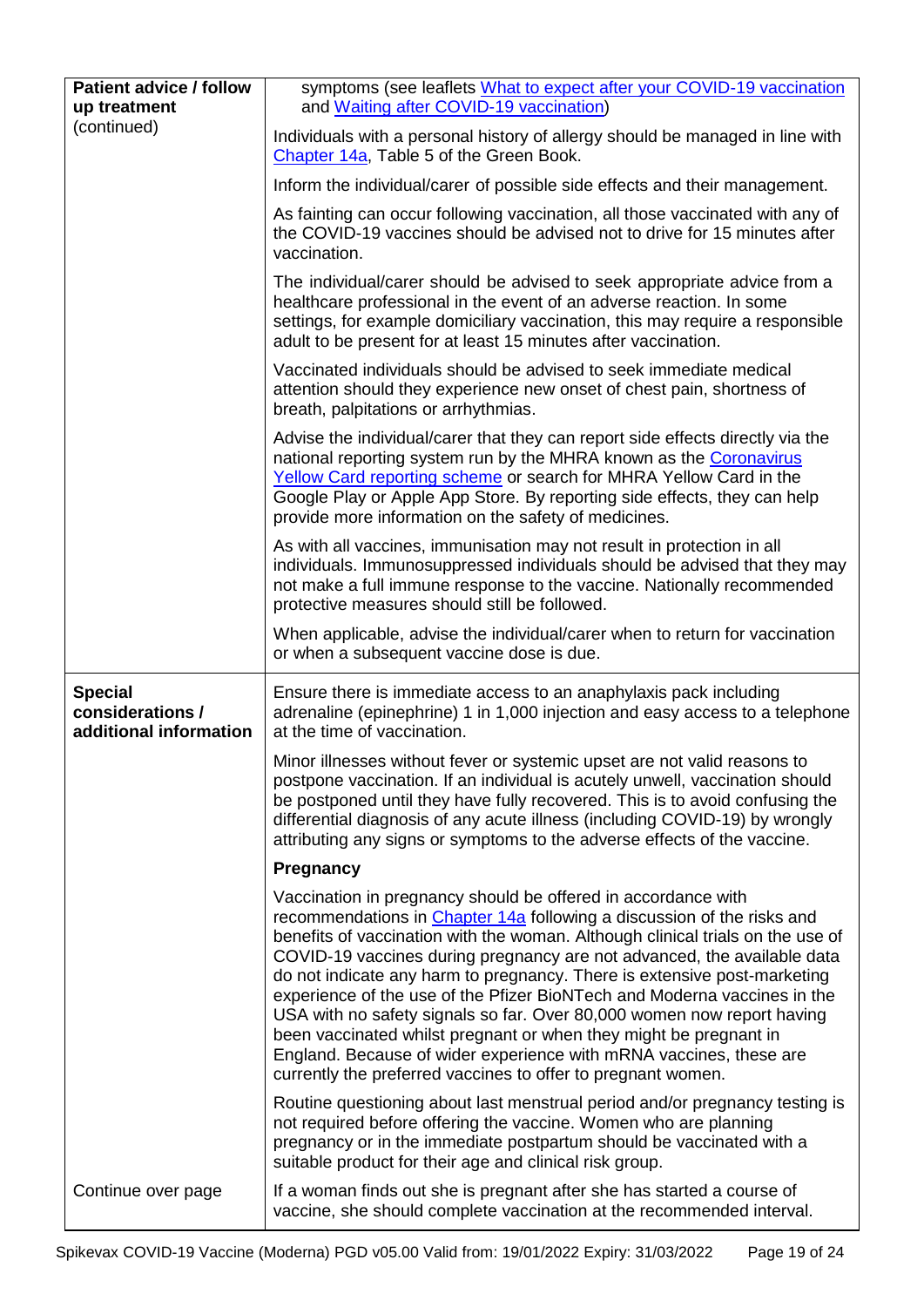| | |
|---|---|
| **Patient advice / follow up treatment** (continued) | symptoms (see leaflets What to expect after your COVID-19 vaccination and Waiting after COVID-19 vaccination)<br><br>Individuals with a personal history of allergy should be managed in line with Chapter 14a, Table 5 of the Green Book.<br><br>Inform the individual/carer of possible side effects and their management.<br><br>As fainting can occur following vaccination, all those vaccinated with any of the COVID-19 vaccines should be advised not to drive for 15 minutes after vaccination.<br><br>The individual/carer should be advised to seek appropriate advice from a healthcare professional in the event of an adverse reaction. In some settings, for example domiciliary vaccination, this may require a responsible adult to be present for at least 15 minutes after vaccination.<br><br>Vaccinated individuals should be advised to seek immediate medical attention should they experience new onset of chest pain, shortness of breath, palpitations or arrhythmias.<br><br>Advise the individual/carer that they can report side effects directly via the national reporting system run by the MHRA known as the Coronavirus Yellow Card reporting scheme or search for MHRA Yellow Card in the Google Play or Apple App Store. By reporting side effects, they can help provide more information on the safety of medicines.<br><br>As with all vaccines, immunisation may not result in protection in all individuals. Immunosuppressed individuals should be advised that they may not make a full immune response to the vaccine. Nationally recommended protective measures should still be followed.<br><br>When applicable, advise the individual/carer when to return for vaccination or when a subsequent vaccine dose is due. |
| **Special considerations / additional information**<br><br>Continue over page | Ensure there is immediate access to an anaphylaxis pack including adrenaline (epinephrine) 1 in 1,000 injection and easy access to a telephone at the time of vaccination.<br><br>Minor illnesses without fever or systemic upset are not valid reasons to postpone vaccination. If an individual is acutely unwell, vaccination should be postponed until they have fully recovered. This is to avoid confusing the differential diagnosis of any acute illness (including COVID-19) by wrongly attributing any signs or symptoms to the adverse effects of the vaccine.<br><br>**Pregnancy**<br><br>Vaccination in pregnancy should be offered in accordance with recommendations in Chapter 14a following a discussion of the risks and benefits of vaccination with the woman. Although clinical trials on the use of COVID-19 vaccines during pregnancy are not advanced, the available data do not indicate any harm to pregnancy. There is extensive post-marketing experience of the use of the Pfizer BioNTech and Moderna vaccines in the USA with no safety signals so far. Over 80,000 women now report having been vaccinated whilst pregnant or when they might be pregnant in England. Because of wider experience with mRNA vaccines, these are currently the preferred vaccines to offer to pregnant women.<br><br>Routine questioning about last menstrual period and/or pregnancy testing is not required before offering the vaccine. Women who are planning pregnancy or in the immediate postpartum should be vaccinated with a suitable product for their age and clinical risk group.<br><br>If a woman finds out she is pregnant after she has started a course of vaccine, she should complete vaccination at the recommended interval. |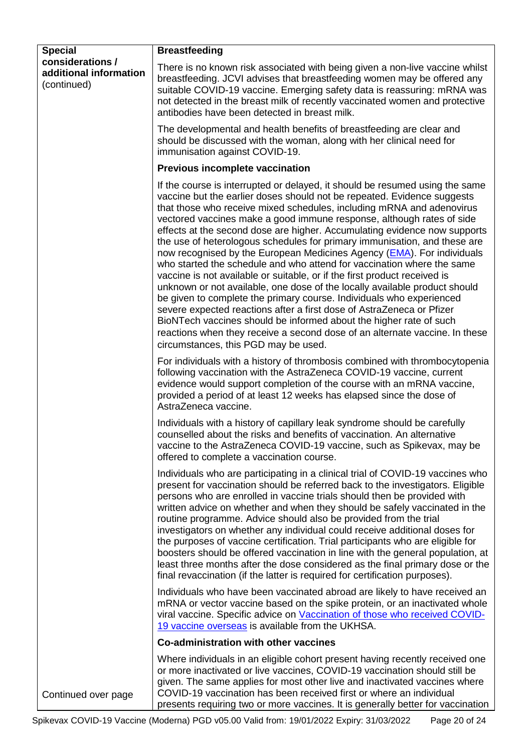| Special considerations / additional information (continued) | **Breastfeeding** |
|---|---|
| | There is no known risk associated with being given a non-live vaccine whilst breastfeeding. JCVI advises that breastfeeding women may be offered any suitable COVID-19 vaccine. Emerging safety data is reassuring: mRNA was not detected in the breast milk of recently vaccinated women and protective antibodies have been detected in breast milk. |
| | The developmental and health benefits of breastfeeding are clear and should be discussed with the woman, along with her clinical need for immunisation against COVID-19. |
| | **Previous incomplete vaccination** |
| | If the course is interrupted or delayed, it should be resumed using the same vaccine but the earlier doses should not be repeated. Evidence suggests that those who receive mixed schedules, including mRNA and adenovirus vectored vaccines make a good immune response, although rates of side effects at the second dose are higher. Accumulating evidence now supports the use of heterologous schedules for primary immunisation, and these are now recognised by the European Medicines Agency (EMA). For individuals who started the schedule and who attend for vaccination where the same vaccine is not available or suitable, or if the first product received is unknown or not available, one dose of the locally available product should be given to complete the primary course. Individuals who experienced severe expected reactions after a first dose of AstraZeneca or Pfizer BioNTech vaccines should be informed about the higher rate of such reactions when they receive a second dose of an alternate vaccine. In these circumstances, this PGD may be used. |
| | For individuals with a history of thrombosis combined with thrombocytopenia following vaccination with the AstraZeneca COVID-19 vaccine, current evidence would support completion of the course with an mRNA vaccine, provided a period of at least 12 weeks has elapsed since the dose of AstraZeneca vaccine. |
| | Individuals with a history of capillary leak syndrome should be carefully counselled about the risks and benefits of vaccination. An alternative vaccine to the AstraZeneca COVID-19 vaccine, such as Spikevax, may be offered to complete a vaccination course. |
| | Individuals who are participating in a clinical trial of COVID-19 vaccines who present for vaccination should be referred back to the investigators. Eligible persons who are enrolled in vaccine trials should then be provided with written advice on whether and when they should be safely vaccinated in the routine programme. Advice should also be provided from the trial investigators on whether any individual could receive additional doses for the purposes of vaccine certification. Trial participants who are eligible for boosters should be offered vaccination in line with the general population, at least three months after the dose considered as the final primary dose or the final revaccination (if the latter is required for certification purposes). |
| | Individuals who have been vaccinated abroad are likely to have received an mRNA or vector vaccine based on the spike protein, or an inactivated whole viral vaccine. Specific advice on Vaccination of those who received COVID-19 vaccine overseas is available from the UKHSA. |
| | **Co-administration with other vaccines** |
| Continued over page | Where individuals in an eligible cohort present having recently received one or more inactivated or live vaccines, COVID-19 vaccination should still be given. The same applies for most other live and inactivated vaccines where COVID-19 vaccination has been received first or where an individual presents requiring two or more vaccines. It is generally better for vaccination |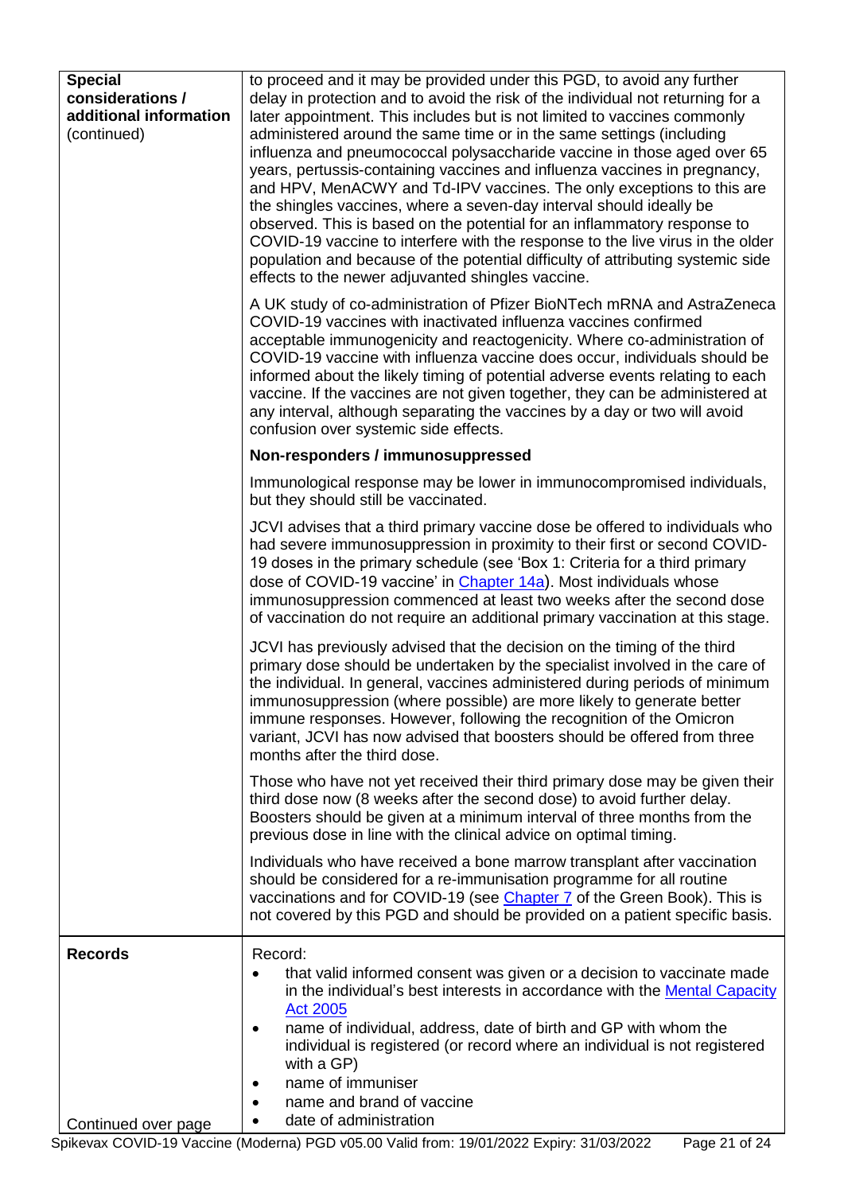| | |
|---|---|
| **Special considerations / additional information** (continued) | to proceed and it may be provided under this PGD, to avoid any further delay in protection and to avoid the risk of the individual not returning for a later appointment. This includes but is not limited to vaccines commonly administered around the same time or in the same settings (including influenza and pneumococcal polysaccharide vaccine in those aged over 65 years, pertussis-containing vaccines and influenza vaccines in pregnancy, and HPV, MenACWY and Td-IPV vaccines. The only exceptions to this are the shingles vaccines, where a seven-day interval should ideally be observed. This is based on the potential for an inflammatory response to COVID-19 vaccine to interfere with the response to the live virus in the older population and because of the potential difficulty of attributing systemic side effects to the newer adjuvanted shingles vaccine.<br><br>A UK study of co-administration of Pfizer BioNTech mRNA and AstraZeneca COVID-19 vaccines with inactivated influenza vaccines confirmed acceptable immunogenicity and reactogenicity. Where co-administration of COVID-19 vaccine with influenza vaccine does occur, individuals should be informed about the likely timing of potential adverse events relating to each vaccine. If the vaccines are not given together, they can be administered at any interval, although separating the vaccines by a day or two will avoid confusion over systemic side effects.<br><br>**Non-responders / immunosuppressed**<br><br>Immunological response may be lower in immunocompromised individuals, but they should still be vaccinated.<br><br>JCVI advises that a third primary vaccine dose be offered to individuals who had severe immunosuppression in proximity to their first or second COVID-19 doses in the primary schedule (see 'Box 1: Criteria for a third primary dose of COVID-19 vaccine' in [Chapter 14a](#)). Most individuals whose immunosuppression commenced at least two weeks after the second dose of vaccination do not require an additional primary vaccination at this stage.<br><br>JCVI has previously advised that the decision on the timing of the third primary dose should be undertaken by the specialist involved in the care of the individual. In general, vaccines administered during periods of minimum immunosuppression (where possible) are more likely to generate better immune responses. However, following the recognition of the Omicron variant, JCVI has now advised that boosters should be offered from three months after the third dose.<br><br>Those who have not yet received their third primary dose may be given their third dose now (8 weeks after the second dose) to avoid further delay. Boosters should be given at a minimum interval of three months from the previous dose in line with the clinical advice on optimal timing.<br><br>Individuals who have received a bone marrow transplant after vaccination should be considered for a re-immunisation programme for all routine vaccinations and for COVID-19 (see [Chapter 7](#) of the Green Book). This is not covered by this PGD and should be provided on a patient specific basis. |
| **Records**<br><br>Continued over page | Record:<br>• that valid informed consent was given or a decision to vaccinate made in the individual's best interests in accordance with the [Mental Capacity Act 2005](#)<br>• name of individual, address, date of birth and GP with whom the individual is registered (or record where an individual is not registered with a GP)<br>• name of immuniser<br>• name and brand of vaccine<br>• date of administration |

Spikevax COVID-19 Vaccine (Moderna) PGD v05.00 Valid from: 19/01/2022 Expiry: 31/03/2022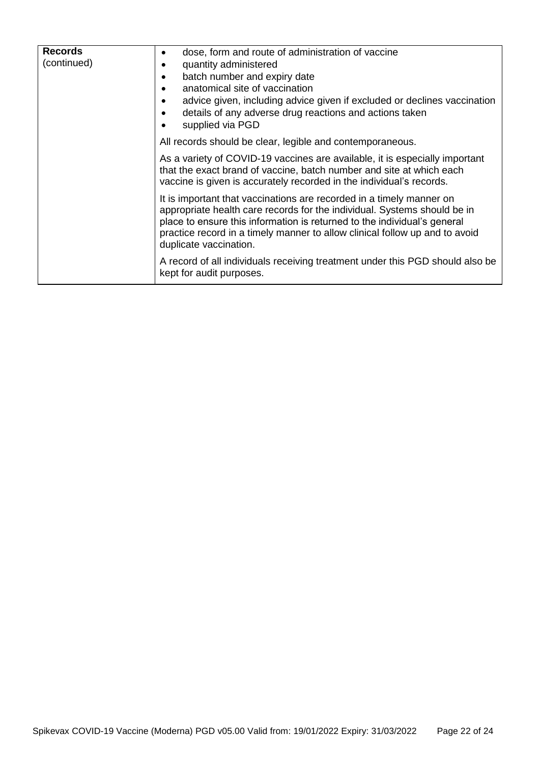| **Records** (continued) | <ul><li>dose, form and route of administration of vaccine</li><li>quantity administered</li><li>batch number and expiry date</li><li>anatomical site of vaccination</li><li>advice given, including advice given if excluded or declines vaccination</li><li>details of any adverse drug reactions and actions taken</li><li>supplied via PGD</li></ul>All records should be clear, legible and contemporaneous.<br><br>As a variety of COVID-19 vaccines are available, it is especially important that the exact brand of vaccine, batch number and site at which each vaccine is given is accurately recorded in the individual's records.<br><br>It is important that vaccinations are recorded in a timely manner on appropriate health care records for the individual. Systems should be in place to ensure this information is returned to the individual's general practice record in a timely manner to allow clinical follow up and to avoid duplicate vaccination.<br><br>A record of all individuals receiving treatment under this PGD should also be kept for audit purposes. |
|---|---|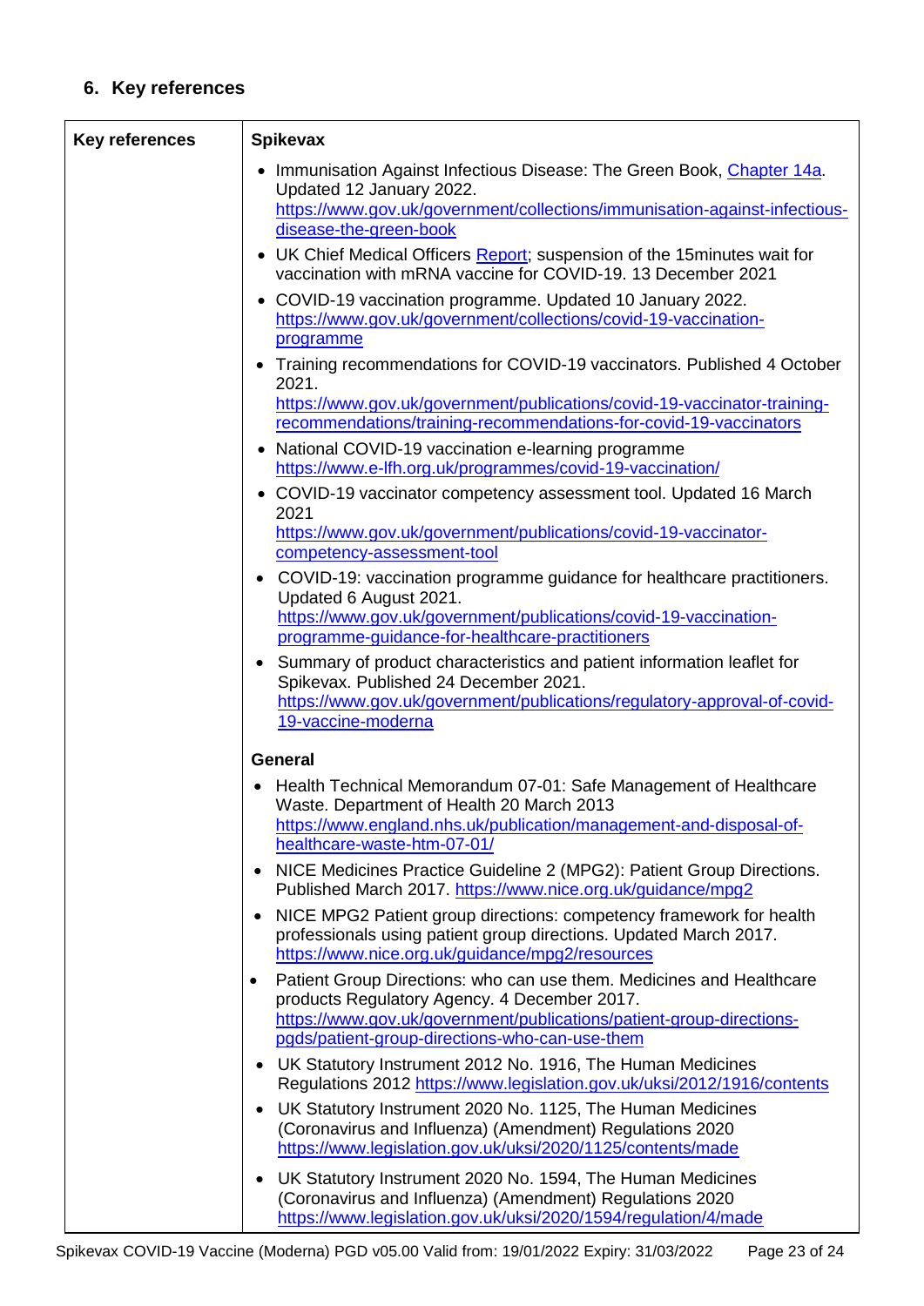## 6. Key references

| Key references | Spikevax |
|---|---|
| | • Immunisation Against Infectious Disease: The Green Book, Chapter 14a. Updated 12 January 2022. https://www.gov.uk/government/collections/immunisation-against-infectious-disease-the-green-book<br>• UK Chief Medical Officers Report; suspension of the 15minutes wait for vaccination with mRNA vaccine for COVID-19. 13 December 2021<br>• COVID-19 vaccination programme. Updated 10 January 2022. https://www.gov.uk/government/collections/covid-19-vaccination-programme<br>• Training recommendations for COVID-19 vaccinators. Published 4 October 2021. https://www.gov.uk/government/publications/covid-19-vaccinator-training-recommendations/training-recommendations-for-covid-19-vaccinators<br>• National COVID-19 vaccination e-learning programme https://www.e-lfh.org.uk/programmes/covid-19-vaccination/<br>• COVID-19 vaccinator competency assessment tool. Updated 16 March 2021 https://www.gov.uk/government/publications/covid-19-vaccinator-competency-assessment-tool<br>• COVID-19: vaccination programme guidance for healthcare practitioners. Updated 6 August 2021. https://www.gov.uk/government/publications/covid-19-vaccination-programme-guidance-for-healthcare-practitioners<br>• Summary of product characteristics and patient information leaflet for Spikevax. Published 24 December 2021. https://www.gov.uk/government/publications/regulatory-approval-of-covid-19-vaccine-moderna |
| | **General** |
| | • Health Technical Memorandum 07-01: Safe Management of Healthcare Waste. Department of Health 20 March 2013 https://www.england.nhs.uk/publication/management-and-disposal-of-healthcare-waste-htm-07-01/<br>• NICE Medicines Practice Guideline 2 (MPG2): Patient Group Directions. Published March 2017. https://www.nice.org.uk/guidance/mpg2<br>• NICE MPG2 Patient group directions: competency framework for health professionals using patient group directions. Updated March 2017. https://www.nice.org.uk/guidance/mpg2/resources<br>• Patient Group Directions: who can use them. Medicines and Healthcare products Regulatory Agency. 4 December 2017. https://www.gov.uk/government/publications/patient-group-directions-pgds/patient-group-directions-who-can-use-them<br>• UK Statutory Instrument 2012 No. 1916, The Human Medicines Regulations 2012 https://www.legislation.gov.uk/uksi/2012/1916/contents<br>• UK Statutory Instrument 2020 No. 1125, The Human Medicines (Coronavirus and Influenza) (Amendment) Regulations 2020 https://www.legislation.gov.uk/uksi/2020/1125/contents/made<br>• UK Statutory Instrument 2020 No. 1594, The Human Medicines (Coronavirus and Influenza) (Amendment) Regulations 2020 https://www.legislation.gov.uk/uksi/2020/1594/regulation/4/made |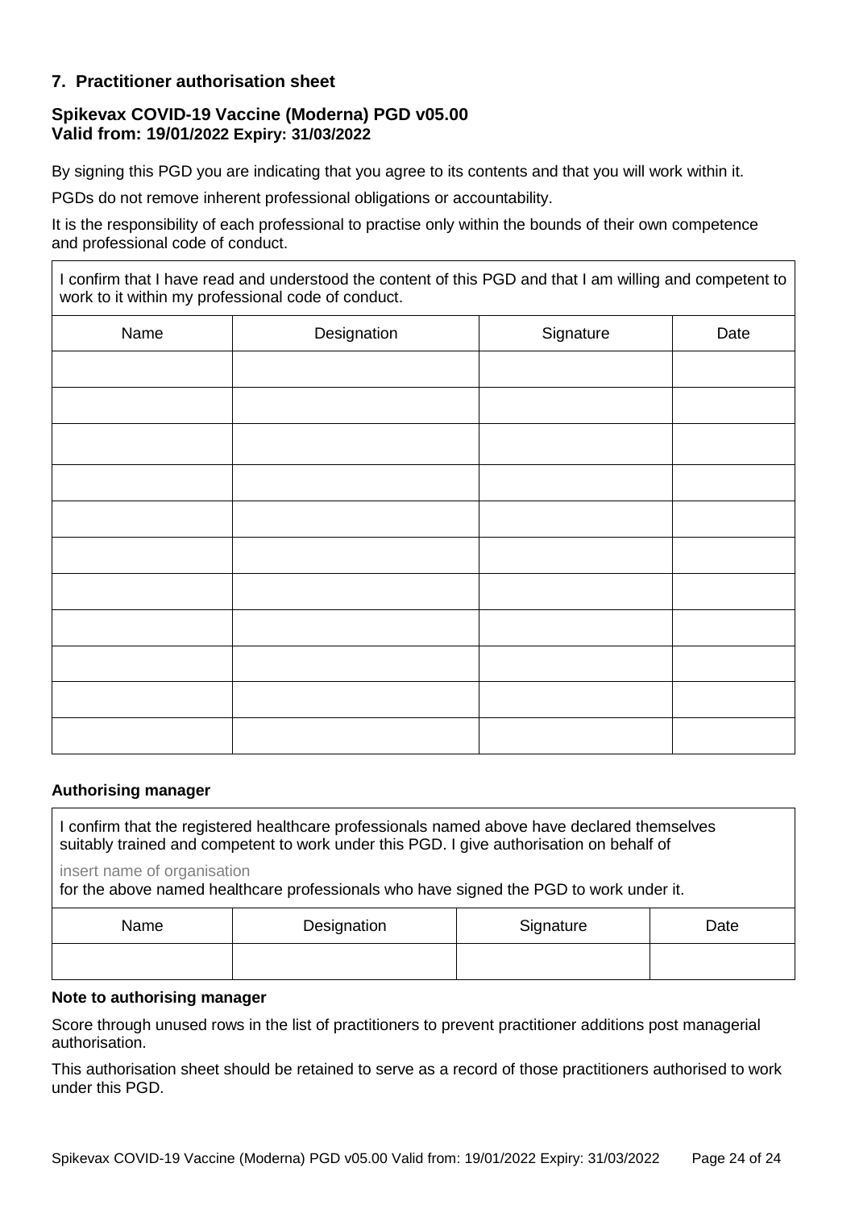## 7. Practitioner authorisation sheet

### Spikevax COVID-19 Vaccine (Moderna) PGD v05.00
### Valid from: 19/01/2022 Expiry: 31/03/2022

By signing this PGD you are indicating that you agree to its contents and that you will work within it.

PGDs do not remove inherent professional obligations or accountability.

It is the responsibility of each professional to practise only within the bounds of their own competence and professional code of conduct.

I confirm that I have read and understood the content of this PGD and that I am willing and competent to work to it within my professional code of conduct.

| Name | Designation | Signature | Date |
|---|---|---|---|
| | | | |
| | | | |
| | | | |
| | | | |
| | | | |
| | | | |
| | | | |
| | | | |
| | | | |
| | | | |
| | | | |

**Authorising manager**

I confirm that the registered healthcare professionals named above have declared themselves suitably trained and competent to work under this PGD. I give authorisation on behalf of

insert name of organisation

for the above named healthcare professionals who have signed the PGD to work under it.

| Name | Designation | Signature | Date |
|---|---|---|---|
| | | | |

**Note to authorising manager**

Score through unused rows in the list of practitioners to prevent practitioner additions post managerial authorisation.

This authorisation sheet should be retained to serve as a record of those practitioners authorised to work under this PGD.